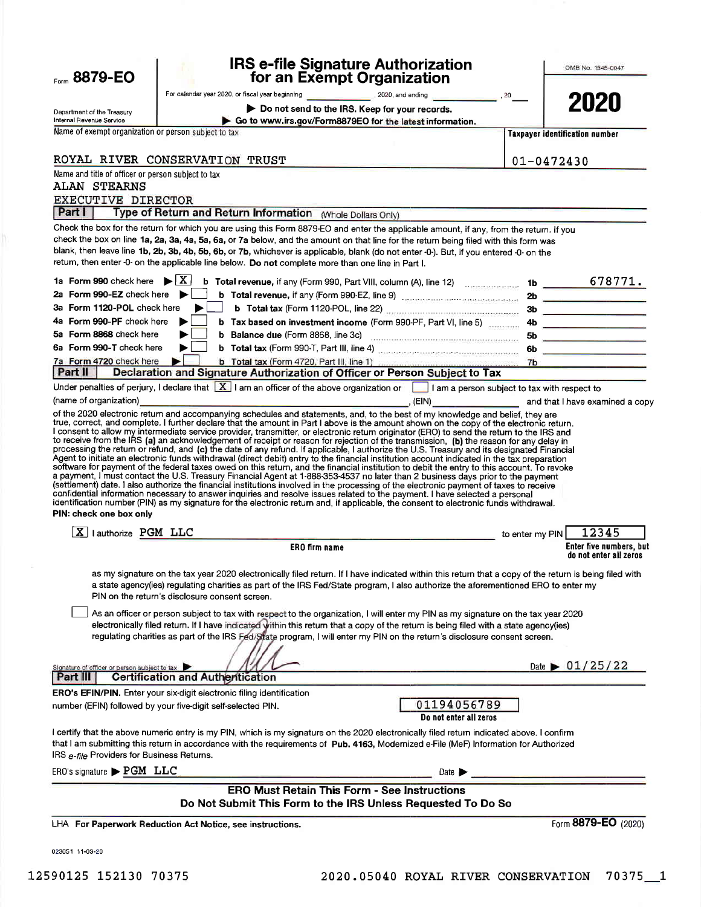Form **8879-EO**

Department of the Treasury
Internal Revenue Service

# IRS e-file Signature Authorization for an Exempt Organization

For calendar year 2020, or fiscal year beginning \_\_\_\_\_\_\_\_, 2020, and ending \_\_\_\_\_\_\_\_, 20\_\_

▶ **Do not send to the IRS. Keep for your records.**

▶ **Go to www.irs.gov/Form8879EO for the latest information.**

OMB No. 1545-0047

**2020**

Name of exempt organization or person subject to tax: ROYAL RIVER CONSERVATION TRUST

Taxpayer identification number: 01-0472430

Name and title of officer or person subject to tax:
ALAN STEARNS
EXECUTIVE DIRECTOR

## Part I — Type of Return and Return Information (Whole Dollars Only)

Check the box for the return for which you are using this Form 8879-EO and enter the applicable amount, if any, from the return. If you check the box on line **1a**, **2a**, **3a**, **4a**, **5a**, **6a**, or **7a** below, and the amount on that line for the return being filed with this form was blank, then leave line **1b**, **2b**, **3b**, **4b**, **5b**, **6b**, or **7b**, whichever is applicable, blank (do not enter -0-). But, if you entered -0- on the return, then enter -0- on the applicable line below. **Do not** complete more than one line in Part I.

| | | | |
|---|---|---|---|
| **1a** Form 990 check here ▶ [X] | **b Total revenue,** if any (Form 990, Part VIII, column (A), line 12) | **1b** | 678771. |
| **2a** Form 990-EZ check here ▶ [ ] | **b Total revenue,** if any (Form 990-EZ, line 9) | **2b** | |
| **3a** Form 1120-POL check here ▶ [ ] | **b Total tax** (Form 1120-POL, line 22) | **3b** | |
| **4a** Form 990-PF check here ▶ [ ] | **b Tax based on investment income** (Form 990-PF, Part VI, line 5) | **4b** | |
| **5a** Form 8868 check here ▶ [ ] | **b Balance due** (Form 8868, line 3c) | **5b** | |
| **6a** Form 990-T check here ▶ [ ] | **b Total tax** (Form 990-T, Part III, line 4) | **6b** | |
| **7a** Form 4720 check here ▶ [ ] | **b Total tax** (Form 4720, Part III, line 1) | **7b** | |

## Part II — Declaration and Signature Authorization of Officer or Person Subject to Tax

Under penalties of perjury, I declare that [X] I am an officer of the above organization or [ ] I am a person subject to tax with respect to (name of organization) \_\_\_\_\_\_\_\_, (EIN) \_\_\_\_\_\_\_\_ and that I have examined a copy of the 2020 electronic return and accompanying schedules and statements, and, to the best of my knowledge and belief, they are true, correct, and complete. I further declare that the amount in Part I above is the amount shown on the copy of the electronic return. I consent to allow my intermediate service provider, transmitter, or electronic return originator (ERO) to send the return to the IRS and to receive from the IRS **(a)** an acknowledgement of receipt or reason for rejection of the transmission, **(b)** the reason for any delay in processing the return or refund, and **(c)** the date of any refund. If applicable, I authorize the U.S. Treasury and its designated Financial Agent to initiate an electronic funds withdrawal (direct debit) entry to the financial institution account indicated in the tax preparation software for payment of the federal taxes owed on this return, and the financial institution to debit the entry to this account. To revoke a payment, I must contact the U.S. Treasury Financial Agent at 1-888-353-4537 no later than 2 business days prior to the payment (settlement) date. I also authorize the financial institutions involved in the processing of the electronic payment of taxes to receive confidential information necessary to answer inquiries and resolve issues related to the payment. I have selected a personal identification number (PIN) as my signature for the electronic return and, if applicable, the consent to electronic funds withdrawal.

**PIN: check one box only**

[X] I authorize PGM LLC (ERO firm name) to enter my PIN 12345 (Enter five numbers, but do not enter all zeros)

as my signature on the tax year 2020 electronically filed return. If I have indicated within this return that a copy of the return is being filed with a state agency(ies) regulating charities as part of the IRS Fed/State program, I also authorize the aforementioned ERO to enter my PIN on the return's disclosure consent screen.

[ ] As an officer or person subject to tax with respect to the organization, I will enter my PIN as my signature on the tax year 2020 electronically filed return. If I have indicated within this return that a copy of the return is being filed with a state agency(ies) regulating charities as part of the IRS Fed/State program, I will enter my PIN on the return's disclosure consent screen.

Signature of officer or person subject to tax ▶ [signature] Date ▶ 01/25/22

## Part III — Certification and Authentication

**ERO's EFIN/PIN.** Enter your six-digit electronic filing identification number (EFIN) followed by your five-digit self-selected PIN.

01194056789
Do not enter all zeros

I certify that the above numeric entry is my PIN, which is my signature on the 2020 electronically filed return indicated above. I confirm that I am submitting this return in accordance with the requirements of **Pub. 4163,** Modernized e-File (MeF) Information for Authorized IRS *e-file* Providers for Business Returns.

ERO's signature ▶ PGM LLC Date ▶

**ERO Must Retain This Form - See Instructions**
**Do Not Submit This Form to the IRS Unless Requested To Do So**

LHA **For Paperwork Reduction Act Notice, see instructions.** Form **8879-EO** (2020)

023051 11-03-20

12590125 152130 70375 2020.05040 ROYAL RIVER CONSERVATION 70375\_\_1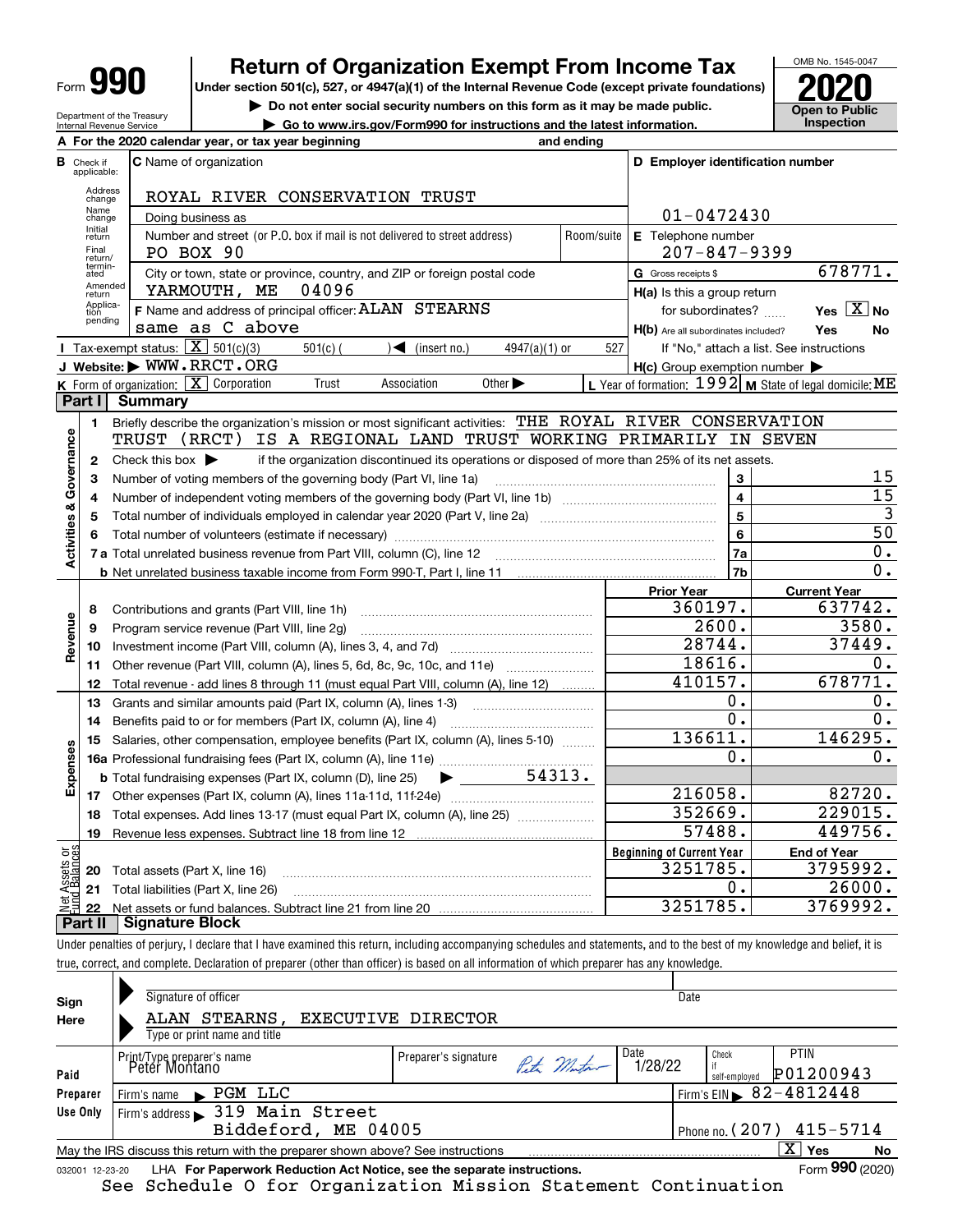Form **990**

# Return of Organization Exempt From Income Tax

**Under section 501(c), 527, or 4947(a)(1) of the Internal Revenue Code (except private foundations)**

▶ Do not enter social security numbers on this form as it may be made public.

▶ Go to www.irs.gov/Form990 for instructions and the latest information.

Department of the Treasury
Internal Revenue Service

OMB No. 1545-0047

**2020**

**Open to Public Inspection**

**A** For the 2020 calendar year, or tax year beginning and ending

**B** Check if applicable: Address change, Name change, Initial return, Final return/terminated, Amended return, Application pending

**C** Name of organization: ROYAL RIVER CONSERVATION TRUST

Doing business as

Number and street (or P.O. box if mail is not delivered to street address): PO BOX 90 | Room/suite

City or town, state or province, country, and ZIP or foreign postal code: YARMOUTH, ME 04096

**F** Name and address of principal officer: ALAN STEARNS
same as C above

**D** Employer identification number: 01-0472430

**E** Telephone number: 207-847-9399

**G** Gross receipts $ 678771.

**H(a)** Is this a group return for subordinates? Yes [X] No

**H(b)** Are all subordinates included? Yes No
If "No," attach a list. See instructions

**H(c)** Group exemption number ▶

**I** Tax-exempt status: [X] 501(c)(3) 501(c) ( ) ◀ (insert no.) 4947(a)(1) or 527

**J** Website: ▶ WWW.RRCT.ORG

**K** Form of organization: [X] Corporation Trust Association Other ▶

**L** Year of formation: 1992 **M** State of legal domicile: ME

## Part I Summary

**Activities & Governance**

1 Briefly describe the organization's mission or most significant activities: THE ROYAL RIVER CONSERVATION TRUST (RRCT) IS A REGIONAL LAND TRUST WORKING PRIMARILY IN SEVEN

2 Check this box ▶ if the organization discontinued its operations or disposed of more than 25% of its net assets.

| | | | |
|---|---|---|---|
| 3 | Number of voting members of the governing body (Part VI, line 1a) | 3 | 15 |
| 4 | Number of independent voting members of the governing body (Part VI, line 1b) | 4 | 15 |
| 5 | Total number of individuals employed in calendar year 2020 (Part V, line 2a) | 5 | 3 |
| 6 | Total number of volunteers (estimate if necessary) | 6 | 50 |
| 7a | Total unrelated business revenue from Part VIII, column (C), line 12 | 7a | 0. |
| b | Net unrelated business taxable income from Form 990-T, Part I, line 11 | 7b | 0. |

| | | Prior Year | Current Year |
|---|---|---|---|
| **Revenue** | | | |
| 8 | Contributions and grants (Part VIII, line 1h) | 360197. | 637742. |
| 9 | Program service revenue (Part VIII, line 2g) | 2600. | 3580. |
| 10 | Investment income (Part VIII, column (A), lines 3, 4, and 7d) | 28744. | 37449. |
| 11 | Other revenue (Part VIII, column (A), lines 5, 6d, 8c, 9c, 10c, and 11e) | 18616. | 0. |
| 12 | Total revenue - add lines 8 through 11 (must equal Part VIII, column (A), line 12) | 410157. | 678771. |
| **Expenses** | | | |
| 13 | Grants and similar amounts paid (Part IX, column (A), lines 1-3) | 0. | 0. |
| 14 | Benefits paid to or for members (Part IX, column (A), line 4) | 0. | 0. |
| 15 | Salaries, other compensation, employee benefits (Part IX, column (A), lines 5-10) | 136611. | 146295. |
| 16a | Professional fundraising fees (Part IX, column (A), line 11e) | 0. | 0. |
| b | Total fundraising expenses (Part IX, column (D), line 25) ▶ 54313. | | |
| 17 | Other expenses (Part IX, column (A), lines 11a-11d, 11f-24e) | 216058. | 82720. |
| 18 | Total expenses. Add lines 13-17 (must equal Part IX, column (A), line 25) | 352669. | 229015. |
| 19 | Revenue less expenses. Subtract line 18 from line 12 | 57488. | 449756. |
| **Net Assets or Fund Balances** | | **Beginning of Current Year** | **End of Year** |
| 20 | Total assets (Part X, line 16) | 3251785. | 3795992. |
| 21 | Total liabilities (Part X, line 26) | 0. | 26000. |
| 22 | Net assets or fund balances. Subtract line 21 from line 20 | 3251785. | 3769992. |

## Part II Signature Block

Under penalties of perjury, I declare that I have examined this return, including accompanying schedules and statements, and to the best of my knowledge and belief, it is true, correct, and complete. Declaration of preparer (other than officer) is based on all information of which preparer has any knowledge.

**Sign Here**

Signature of officer | Date

ALAN STEARNS, EXECUTIVE DIRECTOR
Type or print name and title

**Paid Preparer Use Only**

| Print/Type preparer's name | Preparer's signature | Date | Check if self-employed | PTIN |
|---|---|---|---|---|
| Peter Montano | Peter Montano | 1/28/22 | | P01200943 |

Firm's name ▶ PGM LLC | Firm's EIN ▶ 82-4812448

Firm's address ▶ 319 Main Street, Biddeford, ME 04005 | Phone no. (207) 415-5714

May the IRS discuss this return with the preparer shown above? See instructions [X] Yes No

032001 12-23-20 LHA **For Paperwork Reduction Act Notice, see the separate instructions.** Form **990** (2020)

See Schedule O for Organization Mission Statement Continuation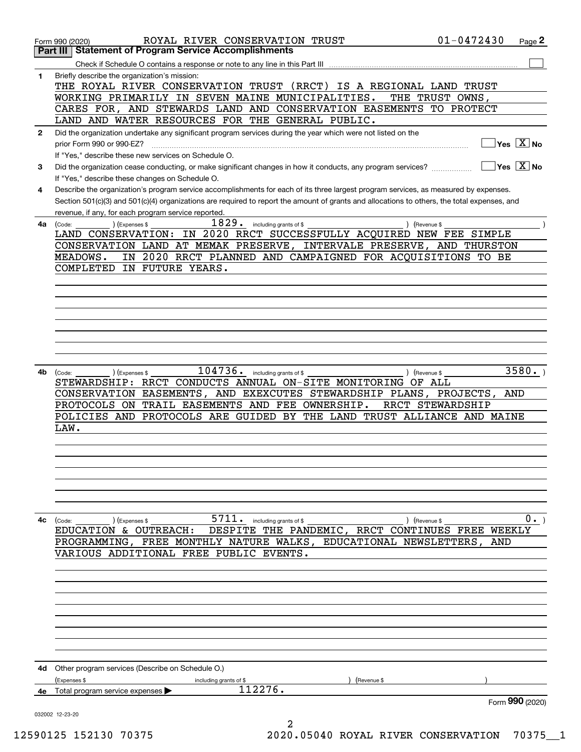Form 990 (2020) ROYAL RIVER CONSERVATION TRUST 01-0472430 Page 2

## Part III Statement of Program Service Accomplishments

Check if Schedule O contains a response or note to any line in this Part III ☐

**1** Briefly describe the organization's mission:

THE ROYAL RIVER CONSERVATION TRUST (RRCT) IS A REGIONAL LAND TRUST WORKING PRIMARILY IN SEVEN MAINE MUNICIPALITIES. THE TRUST OWNS, CARES FOR, AND STEWARDS LAND AND CONSERVATION EASEMENTS TO PROTECT LAND AND WATER RESOURCES FOR THE GENERAL PUBLIC.

**2** Did the organization undertake any significant program services during the year which were not listed on the prior Form 990 or 990-EZ? ☐ Yes ☒ No

If "Yes," describe these new services on Schedule O.

**3** Did the organization cease conducting, or make significant changes in how it conducts, any program services? ☐ Yes ☒ No

If "Yes," describe these changes on Schedule O.

**4** Describe the organization's program service accomplishments for each of its three largest program services, as measured by expenses. Section 501(c)(3) and 501(c)(4) organizations are required to report the amount of grants and allocations to others, the total expenses, and revenue, if any, for each program service reported.

**4a** (Code: ) (Expenses $ 1829. including grants of $ ) (Revenue $ )

LAND CONSERVATION: IN 2020 RRCT SUCCESSFULLY ACQUIRED NEW FEE SIMPLE CONSERVATION LAND AT MEMAK PRESERVE, INTERVALE PRESERVE, AND THURSTON MEADOWS. IN 2020 RRCT PLANNED AND CAMPAIGNED FOR ACQUISITIONS TO BE COMPLETED IN FUTURE YEARS.

**4b** (Code: ) (Expenses $ 104736. including grants of $ ) (Revenue $ 3580. )

STEWARDSHIP: RRCT CONDUCTS ANNUAL ON-SITE MONITORING OF ALL CONSERVATION EASEMENTS, AND EXEXCUTES STEWARDSHIP PLANS, PROJECTS, AND PROTOCOLS ON TRAIL EASEMENTS AND FEE OWNERSHIP. RRCT STEWARDSHIP POLICIES AND PROTOCOLS ARE GUIDED BY THE LAND TRUST ALLIANCE AND MAINE LAW.

**4c** (Code: ) (Expenses $ 5711. including grants of $ ) (Revenue $ 0. )

EDUCATION & OUTREACH: DESPITE THE PANDEMIC, RRCT CONTINUES FREE WEEKLY PROGRAMMING, FREE MONTHLY NATURE WALKS, EDUCATIONAL NEWSLETTERS, AND VARIOUS ADDITIONAL FREE PUBLIC EVENTS.

**4d** Other program services (Describe on Schedule O.)

(Expenses $ including grants of $ ) (Revenue $ )

**4e** Total program service expenses ▶ 112276.

Form **990** (2020)

032002 12-23-20

12590125 152130 70375 2020.05040 ROYAL RIVER CONSERVATION 70375__1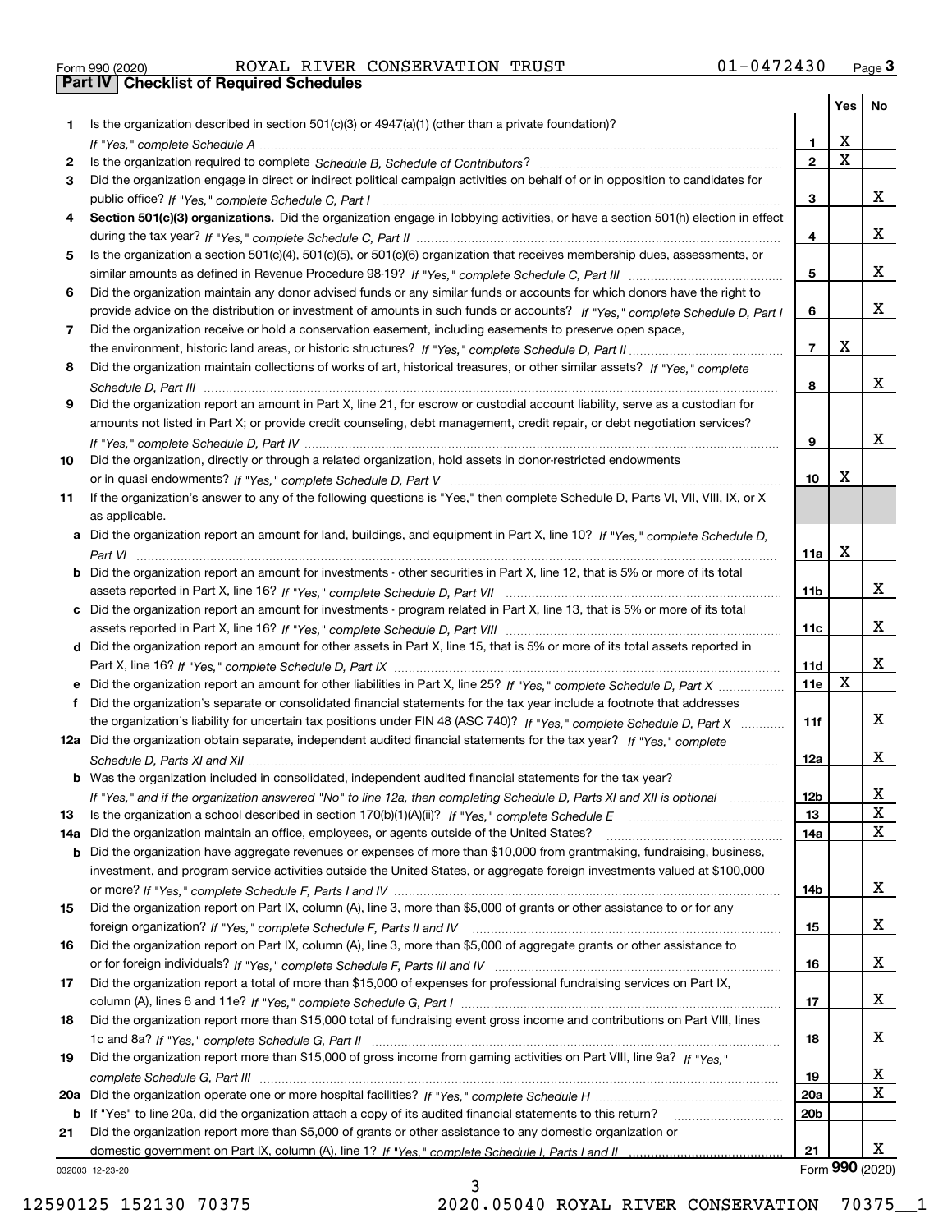Form 990 (2020) ROYAL RIVER CONSERVATION TRUST 01-0472430

## Part IV Checklist of Required Schedules

| | | | Yes | No |
|---|---|---|---|---|
| 1 | Is the organization described in section 501(c)(3) or 4947(a)(1) (other than a private foundation)? *If "Yes," complete Schedule A* | 1 | X | |
| 2 | Is the organization required to complete *Schedule B, Schedule of Contributors*? | 2 | X | |
| 3 | Did the organization engage in direct or indirect political campaign activities on behalf of or in opposition to candidates for public office? *If "Yes," complete Schedule C, Part I* | 3 | | X |
| 4 | **Section 501(c)(3) organizations.** Did the organization engage in lobbying activities, or have a section 501(h) election in effect during the tax year? *If "Yes," complete Schedule C, Part II* | 4 | | X |
| 5 | Is the organization a section 501(c)(4), 501(c)(5), or 501(c)(6) organization that receives membership dues, assessments, or similar amounts as defined in Revenue Procedure 98-19? *If "Yes," complete Schedule C, Part III* | 5 | | X |
| 6 | Did the organization maintain any donor advised funds or any similar funds or accounts for which donors have the right to provide advice on the distribution or investment of amounts in such funds or accounts? *If "Yes," complete Schedule D, Part I* | 6 | | X |
| 7 | Did the organization receive or hold a conservation easement, including easements to preserve open space, the environment, historic land areas, or historic structures? *If "Yes," complete Schedule D, Part II* | 7 | X | |
| 8 | Did the organization maintain collections of works of art, historical treasures, or other similar assets? *If "Yes," complete Schedule D, Part III* | 8 | | X |
| 9 | Did the organization report an amount in Part X, line 21, for escrow or custodial account liability, serve as a custodian for amounts not listed in Part X; or provide credit counseling, debt management, credit repair, or debt negotiation services? *If "Yes," complete Schedule D, Part IV* | 9 | | X |
| 10 | Did the organization, directly or through a related organization, hold assets in donor-restricted endowments or in quasi endowments? *If "Yes," complete Schedule D, Part V* | 10 | X | |
| 11 | If the organization's answer to any of the following questions is "Yes," then complete Schedule D, Parts VI, VII, VIII, IX, or X as applicable. | | | |
| a | Did the organization report an amount for land, buildings, and equipment in Part X, line 10? *If "Yes," complete Schedule D, Part VI* | 11a | X | |
| b | Did the organization report an amount for investments - other securities in Part X, line 12, that is 5% or more of its total assets reported in Part X, line 16? *If "Yes," complete Schedule D, Part VII* | 11b | | X |
| c | Did the organization report an amount for investments - program related in Part X, line 13, that is 5% or more of its total assets reported in Part X, line 16? *If "Yes," complete Schedule D, Part VIII* | 11c | | X |
| d | Did the organization report an amount for other assets in Part X, line 15, that is 5% or more of its total assets reported in Part X, line 16? *If "Yes," complete Schedule D, Part IX* | 11d | | X |
| e | Did the organization report an amount for other liabilities in Part X, line 25? *If "Yes," complete Schedule D, Part X* | 11e | X | |
| f | Did the organization's separate or consolidated financial statements for the tax year include a footnote that addresses the organization's liability for uncertain tax positions under FIN 48 (ASC 740)? *If "Yes," complete Schedule D, Part X* | 11f | | X |
| 12a | Did the organization obtain separate, independent audited financial statements for the tax year? *If "Yes," complete Schedule D, Parts XI and XII* | 12a | | X |
| b | Was the organization included in consolidated, independent audited financial statements for the tax year? *If "Yes," and if the organization answered "No" to line 12a, then completing Schedule D, Parts XI and XII is optional* | 12b | | X |
| 13 | Is the organization a school described in section 170(b)(1)(A)(ii)? *If "Yes," complete Schedule E* | 13 | | X |
| 14a | Did the organization maintain an office, employees, or agents outside of the United States? | 14a | | X |
| b | Did the organization have aggregate revenues or expenses of more than $10,000 from grantmaking, fundraising, business, investment, and program service activities outside the United States, or aggregate foreign investments valued at $100,000 or more? *If "Yes," complete Schedule F, Parts I and IV* | 14b | | X |
| 15 | Did the organization report on Part IX, column (A), line 3, more than $5,000 of grants or other assistance to or for any foreign organization? *If "Yes," complete Schedule F, Parts II and IV* | 15 | | X |
| 16 | Did the organization report on Part IX, column (A), line 3, more than $5,000 of aggregate grants or other assistance to or for foreign individuals? *If "Yes," complete Schedule F, Parts III and IV* | 16 | | X |
| 17 | Did the organization report a total of more than $15,000 of expenses for professional fundraising services on Part IX, column (A), lines 6 and 11e? *If "Yes," complete Schedule G, Part I* | 17 | | X |
| 18 | Did the organization report more than $15,000 total of fundraising event gross income and contributions on Part VIII, lines 1c and 8a? *If "Yes," complete Schedule G, Part II* | 18 | | X |
| 19 | Did the organization report more than $15,000 of gross income from gaming activities on Part VIII, line 9a? *If "Yes," complete Schedule G, Part III* | 19 | | X |
| 20a | Did the organization operate one or more hospital facilities? *If "Yes," complete Schedule H* | 20a | | X |
| b | If "Yes" to line 20a, did the organization attach a copy of its audited financial statements to this return? | 20b | | |
| 21 | Did the organization report more than $5,000 of grants or other assistance to any domestic organization or domestic government on Part IX, column (A), line 1? *If "Yes," complete Schedule I, Parts I and II* | 21 | | X |

032003 12-23-20

Form 990 (2020)

12590125 152130 70375 2020.05040 ROYAL RIVER CONSERVATION 70375__1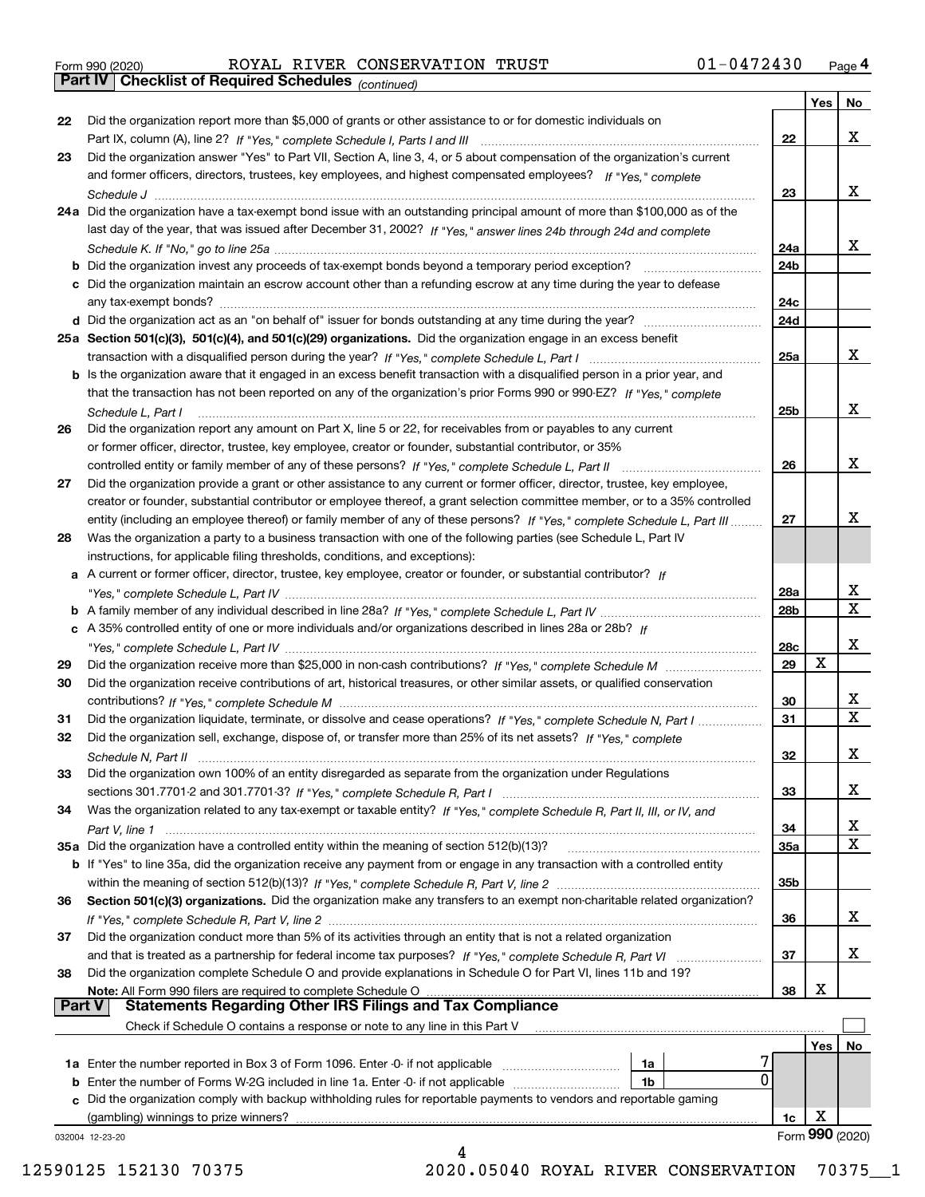Form 990 (2020) ROYAL RIVER CONSERVATION TRUST 01-0472430 Page 4

**Part IV Checklist of Required Schedules** *(continued)*

| | | | Yes | No |
|---|---|---|---|---|
| 22 | Did the organization report more than $5,000 of grants or other assistance to or for domestic individuals on Part IX, column (A), line 2? *If "Yes," complete Schedule I, Parts I and III* | 22 | | X |
| 23 | Did the organization answer "Yes" to Part VII, Section A, line 3, 4, or 5 about compensation of the organization's current and former officers, directors, trustees, key employees, and highest compensated employees? *If "Yes," complete Schedule J* | 23 | | X |
| 24a | Did the organization have a tax-exempt bond issue with an outstanding principal amount of more than $100,000 as of the last day of the year, that was issued after December 31, 2002? *If "Yes," answer lines 24b through 24d and complete Schedule K. If "No," go to line 25a* | 24a | | X |
| b | Did the organization invest any proceeds of tax-exempt bonds beyond a temporary period exception? | 24b | | |
| c | Did the organization maintain an escrow account other than a refunding escrow at any time during the year to defease any tax-exempt bonds? | 24c | | |
| d | Did the organization act as an "on behalf of" issuer for bonds outstanding at any time during the year? | 24d | | |
| 25a | **Section 501(c)(3), 501(c)(4), and 501(c)(29) organizations.** Did the organization engage in an excess benefit transaction with a disqualified person during the year? *If "Yes," complete Schedule L, Part I* | 25a | | X |
| b | Is the organization aware that it engaged in an excess benefit transaction with a disqualified person in a prior year, and that the transaction has not been reported on any of the organization's prior Forms 990 or 990-EZ? *If "Yes," complete Schedule L, Part I* | 25b | | X |
| 26 | Did the organization report any amount on Part X, line 5 or 22, for receivables from or payables to any current or former officer, director, trustee, key employee, creator or founder, substantial contributor, or 35% controlled entity or family member of any of these persons? *If "Yes," complete Schedule L, Part II* | 26 | | X |
| 27 | Did the organization provide a grant or other assistance to any current or former officer, director, trustee, key employee, creator or founder, substantial contributor or employee thereof, a grant selection committee member, or to a 35% controlled entity (including an employee thereof) or family member of any of these persons? *If "Yes," complete Schedule L, Part III* | 27 | | X |
| 28 | Was the organization a party to a business transaction with one of the following parties (see Schedule L, Part IV instructions, for applicable filing thresholds, conditions, and exceptions): | | | |
| a | A current or former officer, director, trustee, key employee, creator or founder, or substantial contributor? *If "Yes," complete Schedule L, Part IV* | 28a | | X |
| b | A family member of any individual described in line 28a? *If "Yes," complete Schedule L, Part IV* | 28b | | X |
| c | A 35% controlled entity of one or more individuals and/or organizations described in lines 28a or 28b? *If "Yes," complete Schedule L, Part IV* | 28c | | X |
| 29 | Did the organization receive more than $25,000 in non-cash contributions? *If "Yes," complete Schedule M* | 29 | X | |
| 30 | Did the organization receive contributions of art, historical treasures, or other similar assets, or qualified conservation contributions? *If "Yes," complete Schedule M* | 30 | | X |
| 31 | Did the organization liquidate, terminate, or dissolve and cease operations? *If "Yes," complete Schedule N, Part I* | 31 | | X |
| 32 | Did the organization sell, exchange, dispose of, or transfer more than 25% of its net assets? *If "Yes," complete Schedule N, Part II* | 32 | | X |
| 33 | Did the organization own 100% of an entity disregarded as separate from the organization under Regulations sections 301.7701-2 and 301.7701-3? *If "Yes," complete Schedule R, Part I* | 33 | | X |
| 34 | Was the organization related to any tax-exempt or taxable entity? *If "Yes," complete Schedule R, Part II, III, or IV, and Part V, line 1* | 34 | | X |
| 35a | Did the organization have a controlled entity within the meaning of section 512(b)(13)? | 35a | | X |
| b | If "Yes" to line 35a, did the organization receive any payment from or engage in any transaction with a controlled entity within the meaning of section 512(b)(13)? *If "Yes," complete Schedule R, Part V, line 2* | 35b | | |
| 36 | **Section 501(c)(3) organizations.** Did the organization make any transfers to an exempt non-charitable related organization? *If "Yes," complete Schedule R, Part V, line 2* | 36 | | X |
| 37 | Did the organization conduct more than 5% of its activities through an entity that is not a related organization and that is treated as a partnership for federal income tax purposes? *If "Yes," complete Schedule R, Part VI* | 37 | | X |
| 38 | Did the organization complete Schedule O and provide explanations in Schedule O for Part VI, lines 11b and 19? **Note:** All Form 990 filers are required to complete Schedule O | 38 | X | |

**Part V Statements Regarding Other IRS Filings and Tax Compliance**

Check if Schedule O contains a response or note to any line in this Part V ☐

| | | | | | Yes | No |
|---|---|---|---|---|---|---|
| 1a | Enter the number reported in Box 3 of Form 1096. Enter -0- if not applicable | 1a | 7 | | | |
| b | Enter the number of Forms W-2G included in line 1a. Enter -0- if not applicable | 1b | 0 | | | |
| c | Did the organization comply with backup withholding rules for reportable payments to vendors and reportable gaming (gambling) winnings to prize winners? | | | 1c | X | |

032004 12-23-20 Form **990** (2020)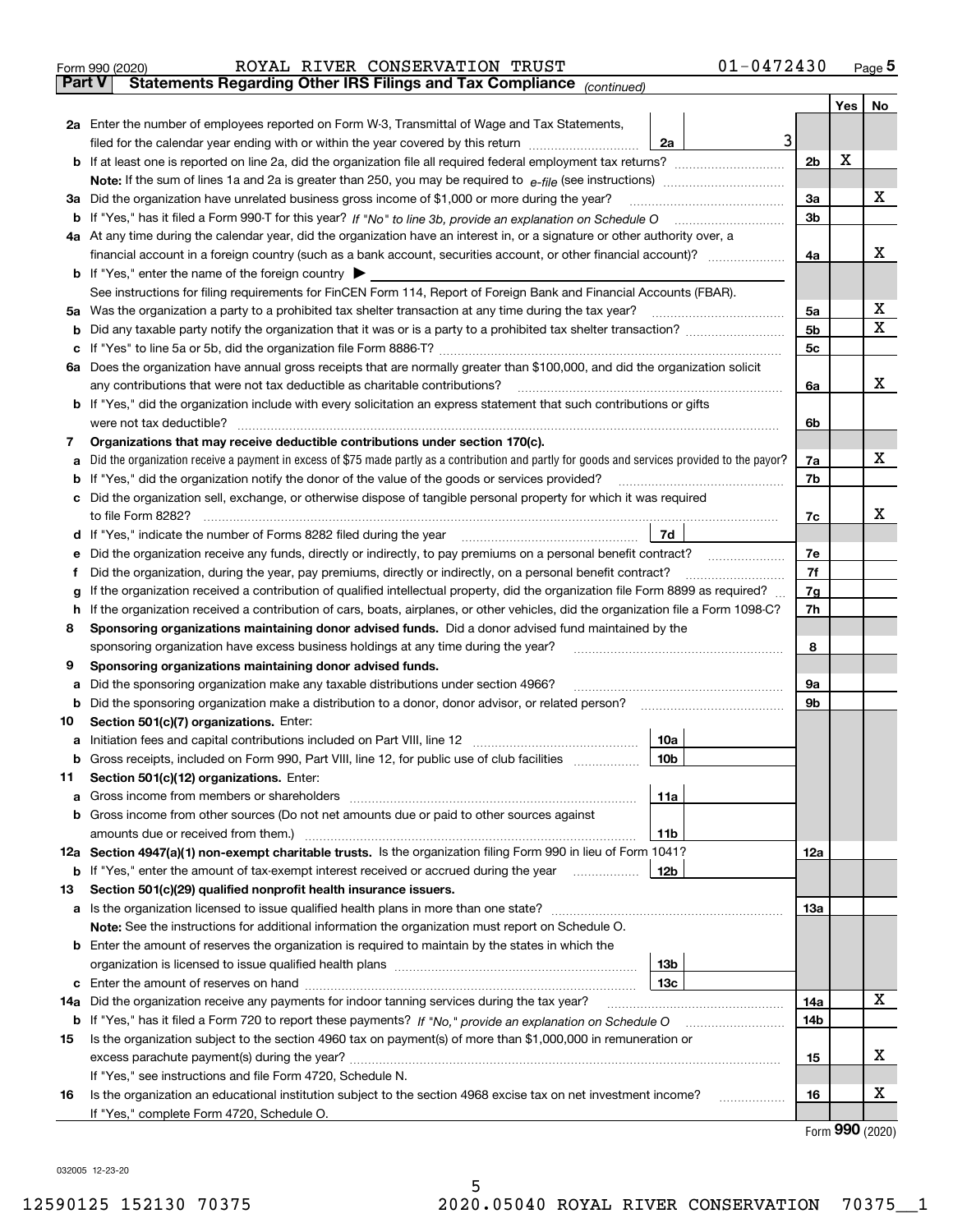Form 990 (2020) ROYAL RIVER CONSERVATION TRUST 01-0472430

## Part V Statements Regarding Other IRS Filings and Tax Compliance *(continued)*

| | | | | Yes | No |
|---|---|---|---|---|---|
| **2a** | Enter the number of employees reported on Form W-3, Transmittal of Wage and Tax Statements, filed for the calendar year ending with or within the year covered by this return | 2a | 3 | | |
| **b** | If at least one is reported on line 2a, did the organization file all required federal employment tax returns? | | 2b | X | |
| | **Note:** If the sum of lines 1a and 2a is greater than 250, you may be required to *e-file* (see instructions) | | | | |
| **3a** | Did the organization have unrelated business gross income of $1,000 or more during the year? | | 3a | | X |
| **b** | If "Yes," has it filed a Form 990-T for this year? *If "No" to line 3b, provide an explanation on Schedule O* | | 3b | | |
| **4a** | At any time during the calendar year, did the organization have an interest in, or a signature or other authority over, a financial account in a foreign country (such as a bank account, securities account, or other financial account)? | | 4a | | X |
| **b** | If "Yes," enter the name of the foreign country ▶ | | | | |
| | See instructions for filing requirements for FinCEN Form 114, Report of Foreign Bank and Financial Accounts (FBAR). | | | | |
| **5a** | Was the organization a party to a prohibited tax shelter transaction at any time during the tax year? | | 5a | | X |
| **b** | Did any taxable party notify the organization that it was or is a party to a prohibited tax shelter transaction? | | 5b | | X |
| **c** | If "Yes" to line 5a or 5b, did the organization file Form 8886-T? | | 5c | | |
| **6a** | Does the organization have annual gross receipts that are normally greater than $100,000, and did the organization solicit any contributions that were not tax deductible as charitable contributions? | | 6a | | X |
| **b** | If "Yes," did the organization include with every solicitation an express statement that such contributions or gifts were not tax deductible? | | 6b | | |
| **7** | **Organizations that may receive deductible contributions under section 170(c).** | | | | |
| **a** | Did the organization receive a payment in excess of $75 made partly as a contribution and partly for goods and services provided to the payor? | | 7a | | X |
| **b** | If "Yes," did the organization notify the donor of the value of the goods or services provided? | | 7b | | |
| **c** | Did the organization sell, exchange, or otherwise dispose of tangible personal property for which it was required to file Form 8282? | | 7c | | X |
| **d** | If "Yes," indicate the number of Forms 8282 filed during the year | 7d | | | |
| **e** | Did the organization receive any funds, directly or indirectly, to pay premiums on a personal benefit contract? | | 7e | | |
| **f** | Did the organization, during the year, pay premiums, directly or indirectly, on a personal benefit contract? | | 7f | | |
| **g** | If the organization received a contribution of qualified intellectual property, did the organization file Form 8899 as required? | | 7g | | |
| **h** | If the organization received a contribution of cars, boats, airplanes, or other vehicles, did the organization file a Form 1098-C? | | 7h | | |
| **8** | **Sponsoring organizations maintaining donor advised funds.** Did a donor advised fund maintained by the sponsoring organization have excess business holdings at any time during the year? | | 8 | | |
| **9** | **Sponsoring organizations maintaining donor advised funds.** | | | | |
| **a** | Did the sponsoring organization make any taxable distributions under section 4966? | | 9a | | |
| **b** | Did the sponsoring organization make a distribution to a donor, donor advisor, or related person? | | 9b | | |
| **10** | **Section 501(c)(7) organizations.** Enter: | | | | |
| **a** | Initiation fees and capital contributions included on Part VIII, line 12 | 10a | | | |
| **b** | Gross receipts, included on Form 990, Part VIII, line 12, for public use of club facilities | 10b | | | |
| **11** | **Section 501(c)(12) organizations.** Enter: | | | | |
| **a** | Gross income from members or shareholders | 11a | | | |
| **b** | Gross income from other sources (Do not net amounts due or paid to other sources against amounts due or received from them.) | 11b | | | |
| **12a** | **Section 4947(a)(1) non-exempt charitable trusts.** Is the organization filing Form 990 in lieu of Form 1041? | | 12a | | |
| **b** | If "Yes," enter the amount of tax-exempt interest received or accrued during the year | 12b | | | |
| **13** | **Section 501(c)(29) qualified nonprofit health insurance issuers.** | | | | |
| **a** | Is the organization licensed to issue qualified health plans in more than one state? | | 13a | | |
| | **Note:** See the instructions for additional information the organization must report on Schedule O. | | | | |
| **b** | Enter the amount of reserves the organization is required to maintain by the states in which the organization is licensed to issue qualified health plans | 13b | | | |
| **c** | Enter the amount of reserves on hand | 13c | | | |
| **14a** | Did the organization receive any payments for indoor tanning services during the tax year? | | 14a | | X |
| **b** | If "Yes," has it filed a Form 720 to report these payments? *If "No," provide an explanation on Schedule O* | | 14b | | |
| **15** | Is the organization subject to the section 4960 tax on payment(s) of more than $1,000,000 in remuneration or excess parachute payment(s) during the year? | | 15 | | X |
| | If "Yes," see instructions and file Form 4720, Schedule N. | | | | |
| **16** | Is the organization an educational institution subject to the section 4968 excise tax on net investment income? | | 16 | | X |
| | If "Yes," complete Form 4720, Schedule O. | | | | |

Form **990** (2020)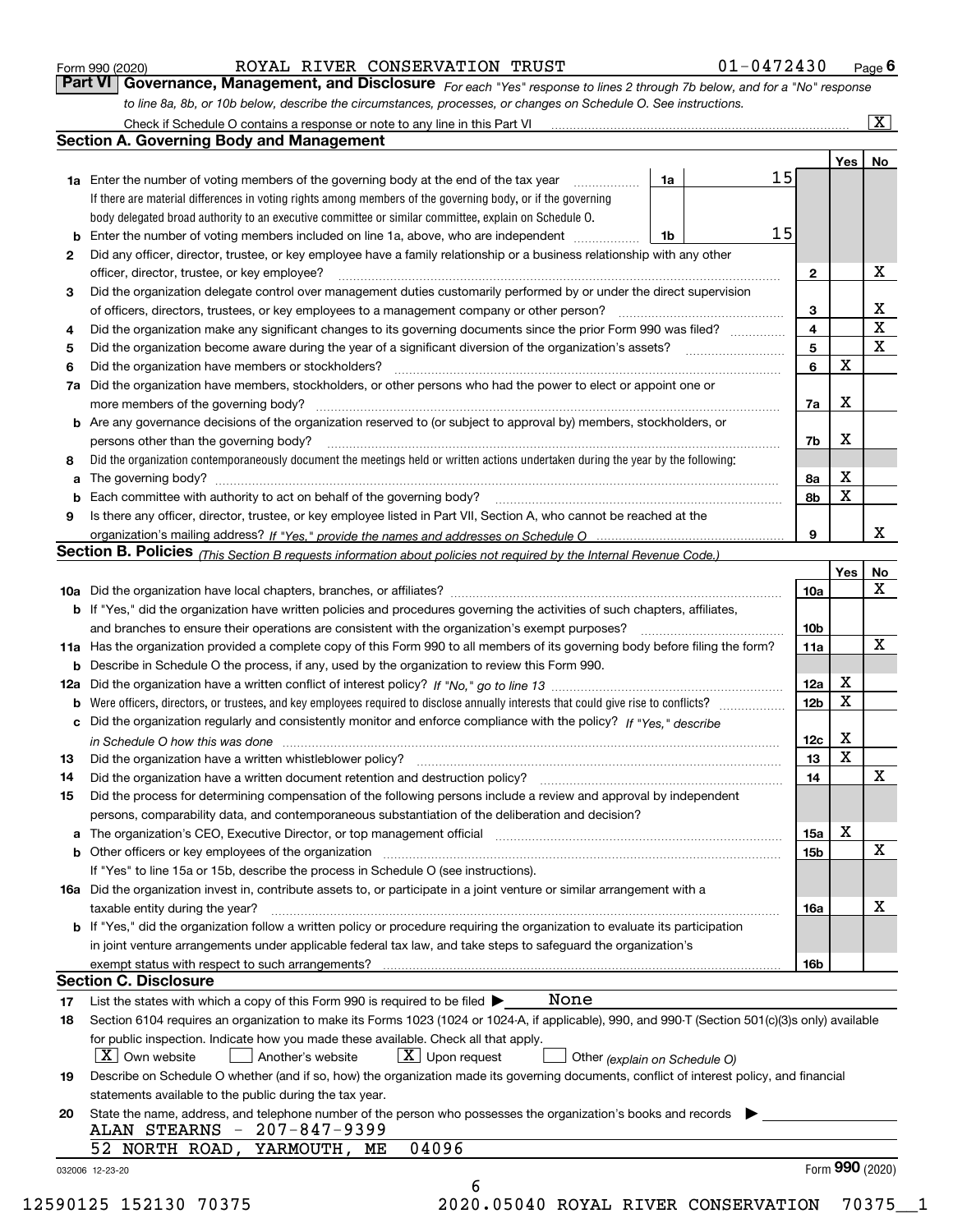Form 990 (2020) ROYAL RIVER CONSERVATION TRUST 01-0472430 Page **6**

**Part VI Governance, Management, and Disclosure** *For each "Yes" response to lines 2 through 7b below, and for a "No" response to line 8a, 8b, or 10b below, describe the circumstances, processes, or changes on Schedule O. See instructions.*

Check if Schedule O contains a response or note to any line in this Part VI .......... [X]

## Section A. Governing Body and Management

| | | | | Yes | No |
|---|---|---|---|---|---|
| **1a** | Enter the number of voting members of the governing body at the end of the tax year ... **1a** 15 | | | | |
| | If there are material differences in voting rights among members of the governing body, or if the governing body delegated broad authority to an executive committee or similar committee, explain on Schedule O. | | | | |
| **b** | Enter the number of voting members included on line 1a, above, who are independent ... **1b** 15 | | | | |
| **2** | Did any officer, director, trustee, or key employee have a family relationship or a business relationship with any other officer, director, trustee, or key employee? | | **2** | | X |
| **3** | Did the organization delegate control over management duties customarily performed by or under the direct supervision of officers, directors, trustees, or key employees to a management company or other person? | | **3** | | X |
| **4** | Did the organization make any significant changes to its governing documents since the prior Form 990 was filed? | | **4** | | X |
| **5** | Did the organization become aware during the year of a significant diversion of the organization's assets? | | **5** | | X |
| **6** | Did the organization have members or stockholders? | | **6** | X | |
| **7a** | Did the organization have members, stockholders, or other persons who had the power to elect or appoint one or more members of the governing body? | | **7a** | X | |
| **b** | Are any governance decisions of the organization reserved to (or subject to approval by) members, stockholders, or persons other than the governing body? | | **7b** | X | |
| **8** | Did the organization contemporaneously document the meetings held or written actions undertaken during the year by the following: | | | | |
| **a** | The governing body? | | **8a** | X | |
| **b** | Each committee with authority to act on behalf of the governing body? | | **8b** | X | |
| **9** | Is there any officer, director, trustee, or key employee listed in Part VII, Section A, who cannot be reached at the organization's mailing address? *If "Yes," provide the names and addresses on Schedule O* | | **9** | | X |

## Section B. Policies *(This Section B requests information about policies not required by the Internal Revenue Code.)*

| | | | Yes | No |
|---|---|---|---|---|
| **10a** | Did the organization have local chapters, branches, or affiliates? | **10a** | | X |
| **b** | If "Yes," did the organization have written policies and procedures governing the activities of such chapters, affiliates, and branches to ensure their operations are consistent with the organization's exempt purposes? | **10b** | | |
| **11a** | Has the organization provided a complete copy of this Form 990 to all members of its governing body before filing the form? | **11a** | | X |
| **b** | Describe in Schedule O the process, if any, used by the organization to review this Form 990. | | | |
| **12a** | Did the organization have a written conflict of interest policy? *If "No," go to line 13* | **12a** | X | |
| **b** | Were officers, directors, or trustees, and key employees required to disclose annually interests that could give rise to conflicts? | **12b** | X | |
| **c** | Did the organization regularly and consistently monitor and enforce compliance with the policy? *If "Yes," describe in Schedule O how this was done* | **12c** | X | |
| **13** | Did the organization have a written whistleblower policy? | **13** | X | |
| **14** | Did the organization have a written document retention and destruction policy? | **14** | | X |
| **15** | Did the process for determining compensation of the following persons include a review and approval by independent persons, comparability data, and contemporaneous substantiation of the deliberation and decision? | | | |
| **a** | The organization's CEO, Executive Director, or top management official | **15a** | X | |
| **b** | Other officers or key employees of the organization | **15b** | | X |
| | If "Yes" to line 15a or 15b, describe the process in Schedule O (see instructions). | | | |
| **16a** | Did the organization invest in, contribute assets to, or participate in a joint venture or similar arrangement with a taxable entity during the year? | **16a** | | X |
| **b** | If "Yes," did the organization follow a written policy or procedure requiring the organization to evaluate its participation in joint venture arrangements under applicable federal tax law, and take steps to safeguard the organization's exempt status with respect to such arrangements? | **16b** | | |

## Section C. Disclosure

**17** List the states with which a copy of this Form 990 is required to be filed ▶ None

**18** Section 6104 requires an organization to make its Forms 1023 (1024 or 1024-A, if applicable), 990, and 990-T (Section 501(c)(3)s only) available for public inspection. Indicate how you made these available. Check all that apply.

[X] Own website [ ] Another's website [X] Upon request [ ] Other *(explain on Schedule O)*

**19** Describe on Schedule O whether (and if so, how) the organization made its governing documents, conflict of interest policy, and financial statements available to the public during the tax year.

**20** State the name, address, and telephone number of the person who possesses the organization's books and records ▶

ALAN STEARNS - 207-847-9399
52 NORTH ROAD, YARMOUTH, ME 04096

032006 12-23-20 Form **990** (2020)

12590125 152130 70375 2020.05040 ROYAL RIVER CONSERVATION 70375__1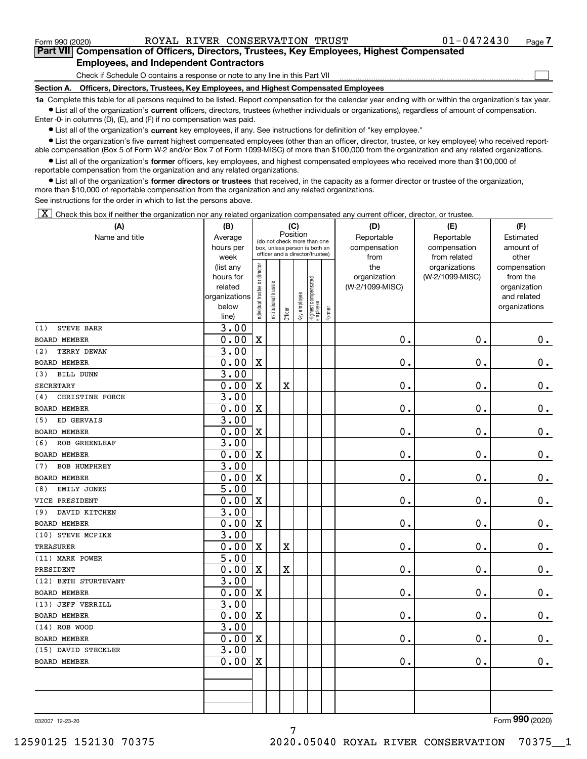Form 990 (2020) ROYAL RIVER CONSERVATION TRUST 01-0472430

## Part VII Compensation of Officers, Directors, Trustees, Key Employees, Highest Compensated Employees, and Independent Contractors

Check if Schedule O contains a response or note to any line in this Part VII ☐

### Section A. Officers, Directors, Trustees, Key Employees, and Highest Compensated Employees

**1a** Complete this table for all persons required to be listed. Report compensation for the calendar year ending with or within the organization's tax year.

- List all of the organization's **current** officers, directors, trustees (whether individuals or organizations), regardless of amount of compensation. Enter -0- in columns (D), (E), and (F) if no compensation was paid.
- List all of the organization's **current** key employees, if any. See instructions for definition of "key employee."
- List the organization's five **current** highest compensated employees (other than an officer, director, trustee, or key employee) who received reportable compensation (Box 5 of Form W-2 and/or Box 7 of Form 1099-MISC) of more than $100,000 from the organization and any related organizations.
- List all of the organization's **former** officers, key employees, and highest compensated employees who received more than $100,000 of reportable compensation from the organization and any related organizations.
- List all of the organization's **former directors or trustees** that received, in the capacity as a former director or trustee of the organization, more than $10,000 of reportable compensation from the organization and any related organizations.

See instructions for the order in which to list the persons above.

☒ Check this box if neither the organization nor any related organization compensated any current officer, director, or trustee.

| (A) Name and title | (B) Average hours per week (list any hours for related organizations below line) | (C) Position (do not check more than one box, unless person is both an officer and a director/trustee) | | | | | | (D) Reportable compensation from the organization (W-2/1099-MISC) | (E) Reportable compensation from related organizations (W-2/1099-MISC) | (F) Estimated amount of other compensation from the organization and related organizations |
|---|---|---|---|---|---|---|---|---|---|---|
| | | Individual trustee or director | Institutional trustee | Officer | Key employee | Highest compensated employee | Former | | | |
| (1) STEVE BARR<br>BOARD MEMBER | 3.00<br>0.00 | X | | | | | | 0. | 0. | 0. |
| (2) TERRY DEWAN<br>BOARD MEMBER | 3.00<br>0.00 | X | | | | | | 0. | 0. | 0. |
| (3) BILL DUNN<br>SECRETARY | 3.00<br>0.00 | X | | X | | | | 0. | 0. | 0. |
| (4) CHRISTINE FORCE<br>BOARD MEMBER | 3.00<br>0.00 | X | | | | | | 0. | 0. | 0. |
| (5) ED GERVAIS<br>BOARD MEMBER | 3.00<br>0.00 | X | | | | | | 0. | 0. | 0. |
| (6) ROB GREENLEAF<br>BOARD MEMBER | 3.00<br>0.00 | X | | | | | | 0. | 0. | 0. |
| (7) BOB HUMPHREY<br>BOARD MEMBER | 3.00<br>0.00 | X | | | | | | 0. | 0. | 0. |
| (8) EMILY JONES<br>VICE PRESIDENT | 5.00<br>0.00 | X | | | | | | 0. | 0. | 0. |
| (9) DAVID KITCHEN<br>BOARD MEMBER | 3.00<br>0.00 | X | | | | | | 0. | 0. | 0. |
| (10) STEVE MCPIKE<br>TREASURER | 3.00<br>0.00 | X | | X | | | | 0. | 0. | 0. |
| (11) MARK POWER<br>PRESIDENT | 5.00<br>0.00 | X | | X | | | | 0. | 0. | 0. |
| (12) BETH STURTEVANT<br>BOARD MEMBER | 3.00<br>0.00 | X | | | | | | 0. | 0. | 0. |
| (13) JEFF VERRILL<br>BOARD MEMBER | 3.00<br>0.00 | X | | | | | | 0. | 0. | 0. |
| (14) ROB WOOD<br>BOARD MEMBER | 3.00<br>0.00 | X | | | | | | 0. | 0. | 0. |
| (15) DAVID STECKLER<br>BOARD MEMBER | 3.00<br>0.00 | X | | | | | | 0. | 0. | 0. |

032007 12-23-20

Form **990** (2020)

12590125 152130 70375 2020.05040 ROYAL RIVER CONSERVATION 70375__1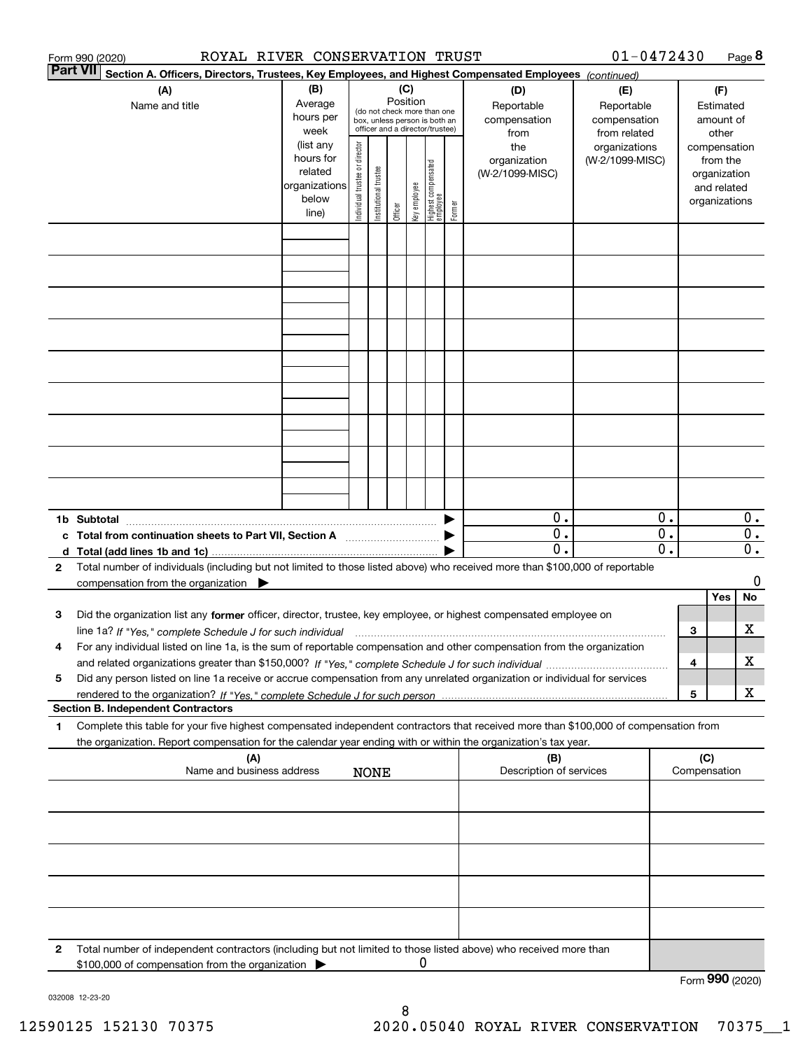Form 990 (2020) ROYAL RIVER CONSERVATION TRUST 01-0472430 Page **8**

**Part VII** **Section A. Officers, Directors, Trustees, Key Employees, and Highest Compensated Employees** *(continued)*

| (A) Name and title | (B) Average hours per week (list any hours for related organizations below line) | (C) Position (do not check more than one box, unless person is both an officer and a director/trustee): Individual trustee or director | Institutional trustee | Officer | Key employee | Highest compensated employee | Former | (D) Reportable compensation from the organization (W-2/1099-MISC) | (E) Reportable compensation from related organizations (W-2/1099-MISC) | (F) Estimated amount of other compensation from the organization and related organizations |
|---|---|---|---|---|---|---|---|---|---|---|
| | | | | | | | | | | |
| | | | | | | | | | | |
| | | | | | | | | | | |
| | | | | | | | | | | |
| | | | | | | | | | | |
| | | | | | | | | | | |
| | | | | | | | | | | |
| | | | | | | | | | | |
| | | | | | | | | | | |
| **1b Subtotal** | | | | | | | ▶ | 0. | 0. | 0. |
| **c Total from continuation sheets to Part VII, Section A** | | | | | | | ▶ | 0. | 0. | 0. |
| **d Total (add lines 1b and 1c)** | | | | | | | ▶ | 0. | 0. | 0. |

**2** Total number of individuals (including but not limited to those listed above) who received more than $100,000 of reportable compensation from the organization ▶ 0

| | | | Yes | No |
|---|---|---|---|---|
| **3** | Did the organization list any **former** officer, director, trustee, key employee, or highest compensated employee on line 1a? *If "Yes," complete Schedule J for such individual* | **3** | | X |
| **4** | For any individual listed on line 1a, is the sum of reportable compensation and other compensation from the organization and related organizations greater than $150,000? *If "Yes," complete Schedule J for such individual* | **4** | | X |
| **5** | Did any person listed on line 1a receive or accrue compensation from any unrelated organization or individual for services rendered to the organization? *If "Yes," complete Schedule J for such person* | **5** | | X |

**Section B. Independent Contractors**

**1** Complete this table for your five highest compensated independent contractors that received more than $100,000 of compensation from the organization. Report compensation for the calendar year ending with or within the organization's tax year.

| (A) Name and business address | (B) Description of services | (C) Compensation |
|---|---|---|
| NONE | | |
| | | |
| | | |
| | | |
| | | |

**2** Total number of independent contractors (including but not limited to those listed above) who received more than $100,000 of compensation from the organization ▶ 0

Form **990** (2020)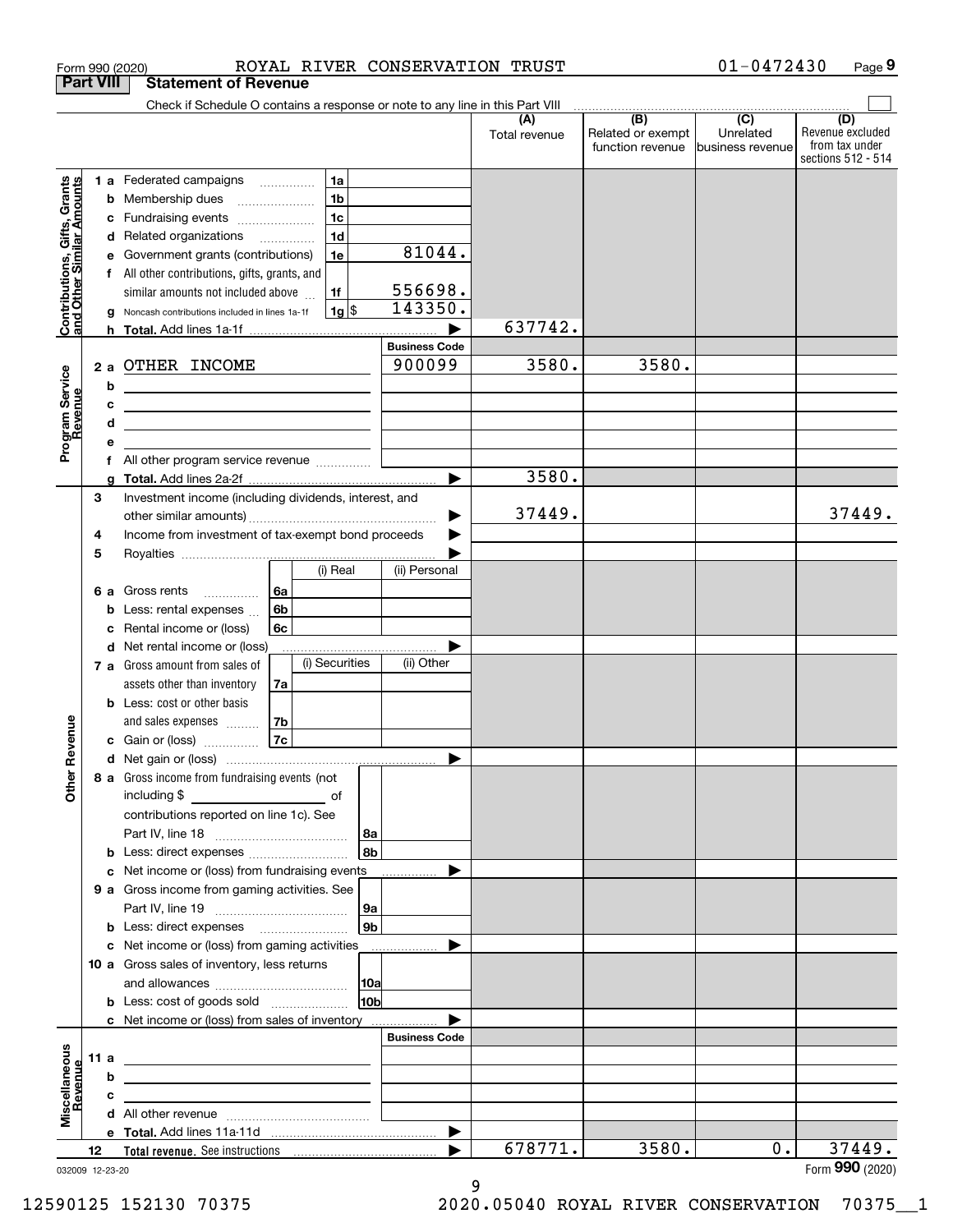Form 990 (2020) ROYAL RIVER CONSERVATION TRUST 01-0472430

## Part VIII Statement of Revenue

Check if Schedule O contains a response or note to any line in this Part VIII

| | | | | (A) Total revenue | (B) Related or exempt function revenue | (C) Unrelated business revenue | (D) Revenue excluded from tax under sections 512 - 514 |
|---|---|---|---|---|---|---|---|
| **Contributions, Gifts, Grants and Other Similar Amounts** | 1 a Federated campaigns | 1a | | | | | |
| | b Membership dues | 1b | | | | | |
| | c Fundraising events | 1c | | | | | |
| | d Related organizations | 1d | | | | | |
| | e Government grants (contributions) | 1e | 81044. | | | | |
| | f All other contributions, gifts, grants, and similar amounts not included above | 1f | 556698. | | | | |
| | g Noncash contributions included in lines 1a-1f | 1g $ | 143350. | | | | |
| | h Total. Add lines 1a-1f | | | 637742. | | | |
| | | | Business Code | | | | |
| **Program Service Revenue** | 2 a OTHER INCOME | | 900099 | 3580. | 3580. | | |
| | b | | | | | | |
| | c | | | | | | |
| | d | | | | | | |
| | e | | | | | | |
| | f All other program service revenue | | | | | | |
| | g Total. Add lines 2a-2f | | | 3580. | | | |
| **Other Revenue** | 3 Investment income (including dividends, interest, and other similar amounts) | | | 37449. | | | 37449. |
| | 4 Income from investment of tax-exempt bond proceeds | | | | | | |
| | 5 Royalties | | | | | | |
| | | | (i) Real | (ii) Personal | | | |
| | 6 a Gross rents | 6a | | | | | |
| | b Less: rental expenses | 6b | | | | | |
| | c Rental income or (loss) | 6c | | | | | |
| | d Net rental income or (loss) | | | | | | |
| | | | (i) Securities | (ii) Other | | | |
| | 7 a Gross amount from sales of assets other than inventory | 7a | | | | | |
| | b Less: cost or other basis and sales expenses | 7b | | | | | |
| | c Gain or (loss) | 7c | | | | | |
| | d Net gain or (loss) | | | | | | |
| | 8 a Gross income from fundraising events (not including $ ___ of contributions reported on line 1c). See Part IV, line 18 | 8a | | | | | |
| | b Less: direct expenses | 8b | | | | | |
| | c Net income or (loss) from fundraising events | | | | | | |
| | 9 a Gross income from gaming activities. See Part IV, line 19 | 9a | | | | | |
| | b Less: direct expenses | 9b | | | | | |
| | c Net income or (loss) from gaming activities | | | | | | |
| | 10 a Gross sales of inventory, less returns and allowances | 10a | | | | | |
| | b Less: cost of goods sold | 10b | | | | | |
| | c Net income or (loss) from sales of inventory | | | | | | |
| | | | Business Code | | | | |
| **Miscellaneous Revenue** | 11 a | | | | | | |
| | b | | | | | | |
| | c | | | | | | |
| | d All other revenue | | | | | | |
| | e Total. Add lines 11a-11d | | | | | | |
| | 12 Total revenue. See instructions | | | 678771. | 3580. | 0. | 37449. |

032009 12-23-20

Form 990 (2020)

12590125 152130 70375 2020.05040 ROYAL RIVER CONSERVATION 70375__1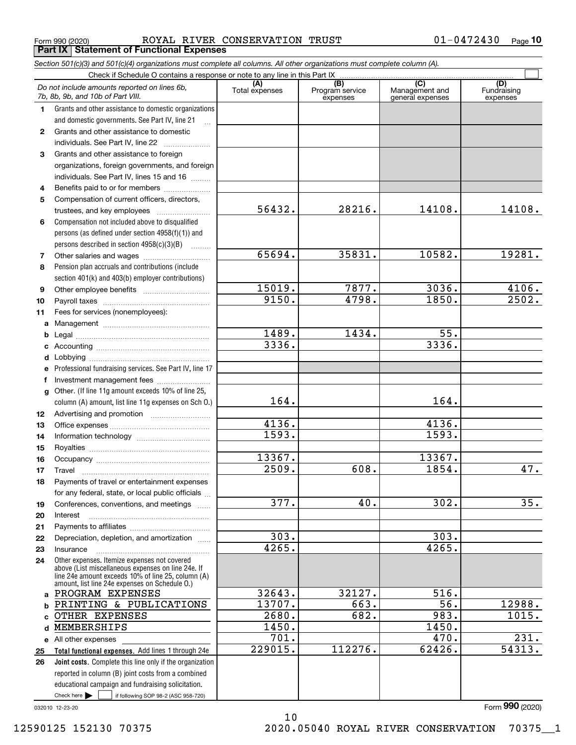Form 990 (2020) ROYAL RIVER CONSERVATION TRUST 01-0472430

## Part IX Statement of Functional Expenses

*Section 501(c)(3) and 501(c)(4) organizations must complete all columns. All other organizations must complete column (A).*

Check if Schedule O contains a response or note to any line in this Part IX ☐

| *Do not include amounts reported on lines 6b, 7b, 8b, 9b, and 10b of Part VIII.* | (A) Total expenses | (B) Program service expenses | (C) Management and general expenses | (D) Fundraising expenses |
|---|---|---|---|---|
| 1 Grants and other assistance to domestic organizations and domestic governments. See Part IV, line 21 | | | | |
| 2 Grants and other assistance to domestic individuals. See Part IV, line 22 | | | | |
| 3 Grants and other assistance to foreign organizations, foreign governments, and foreign individuals. See Part IV, lines 15 and 16 | | | | |
| 4 Benefits paid to or for members | | | | |
| 5 Compensation of current officers, directors, trustees, and key employees | 56432. | 28216. | 14108. | 14108. |
| 6 Compensation not included above to disqualified persons (as defined under section 4958(f)(1)) and persons described in section 4958(c)(3)(B) | | | | |
| 7 Other salaries and wages | 65694. | 35831. | 10582. | 19281. |
| 8 Pension plan accruals and contributions (include section 401(k) and 403(b) employer contributions) | | | | |
| 9 Other employee benefits | 15019. | 7877. | 3036. | 4106. |
| 10 Payroll taxes | 9150. | 4798. | 1850. | 2502. |
| 11 Fees for services (nonemployees): | | | | |
| a Management | | | | |
| b Legal | 1489. | 1434. | 55. | |
| c Accounting | 3336. | | 3336. | |
| d Lobbying | | | | |
| e Professional fundraising services. See Part IV, line 17 | | | | |
| f Investment management fees | | | | |
| g Other. (If line 11g amount exceeds 10% of line 25, column (A) amount, list line 11g expenses on Sch O.) | 164. | | 164. | |
| 12 Advertising and promotion | | | | |
| 13 Office expenses | 4136. | | 4136. | |
| 14 Information technology | 1593. | | 1593. | |
| 15 Royalties | | | | |
| 16 Occupancy | 13367. | | 13367. | |
| 17 Travel | 2509. | 608. | 1854. | 47. |
| 18 Payments of travel or entertainment expenses for any federal, state, or local public officials | | | | |
| 19 Conferences, conventions, and meetings | 377. | 40. | 302. | 35. |
| 20 Interest | | | | |
| 21 Payments to affiliates | | | | |
| 22 Depreciation, depletion, and amortization | 303. | | 303. | |
| 23 Insurance | 4265. | | 4265. | |
| 24 Other expenses. Itemize expenses not covered above (List miscellaneous expenses on line 24e. If line 24e amount exceeds 10% of line 25, column (A) amount, list line 24e expenses on Schedule O.) | | | | |
| a PROGRAM EXPENSES | 32643. | 32127. | 516. | |
| b PRINTING & PUBLICATIONS | 13707. | 663. | 56. | 12988. |
| c OTHER EXPENSES | 2680. | 682. | 983. | 1015. |
| d MEMBERSHIPS | 1450. | | 1450. | |
| e All other expenses | 701. | | 470. | 231. |
| 25 **Total functional expenses.** Add lines 1 through 24e | 229015. | 112276. | 62426. | 54313. |
| 26 **Joint costs.** Complete this line only if the organization reported in column (B) joint costs from a combined educational campaign and fundraising solicitation. Check here ☐ if following SOP 98-2 (ASC 958-720) | | | | |

032010 12-23-20

Form **990** (2020)

12590125 152130 70375 2020.05040 ROYAL RIVER CONSERVATION 70375__1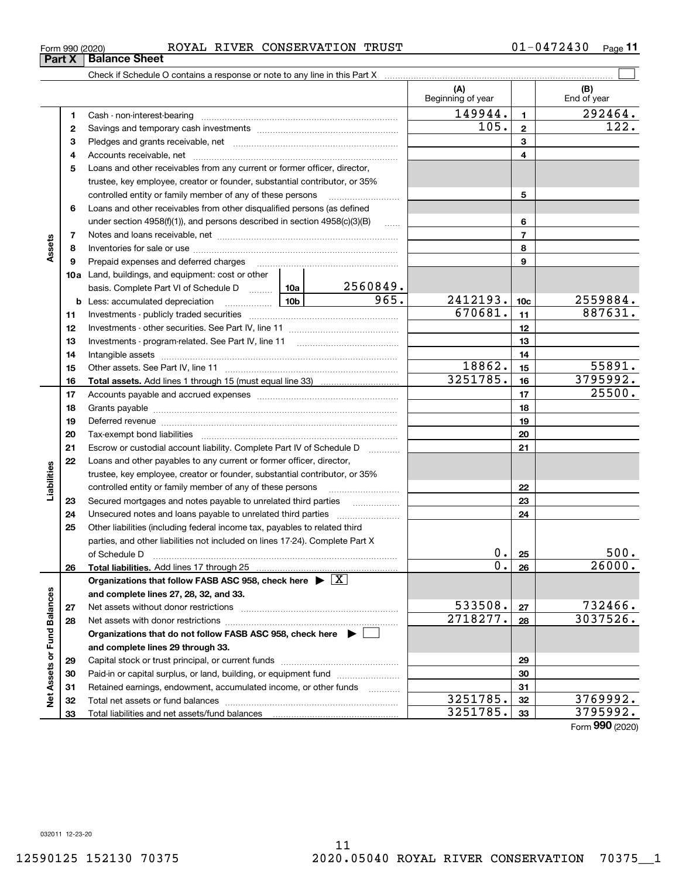Form 990 (2020) ROYAL RIVER CONSERVATION TRUST 01-0472430 Page 11

## Part X Balance Sheet

Check if Schedule O contains a response or note to any line in this Part X ☐

| | | | | (A) Beginning of year | | (B) End of year |
|---|---|---|---|---|---|---|
| **Assets** | 1 | Cash - non-interest-bearing | | 149944. | 1 | 292464. |
| | 2 | Savings and temporary cash investments | | 105. | 2 | 122. |
| | 3 | Pledges and grants receivable, net | | | 3 | |
| | 4 | Accounts receivable, net | | | 4 | |
| | 5 | Loans and other receivables from any current or former officer, director, trustee, key employee, creator or founder, substantial contributor, or 35% controlled entity or family member of any of these persons | | | 5 | |
| | 6 | Loans and other receivables from other disqualified persons (as defined under section 4958(f)(1)), and persons described in section 4958(c)(3)(B) | | | 6 | |
| | 7 | Notes and loans receivable, net | | | 7 | |
| | 8 | Inventories for sale or use | | | 8 | |
| | 9 | Prepaid expenses and deferred charges | | | 9 | |
| | 10a | Land, buildings, and equipment: cost or other basis. Complete Part VI of Schedule D | 10a 2560849. | | | |
| | b | Less: accumulated depreciation | 10b 965. | 2412193. | 10c | 2559884. |
| | 11 | Investments - publicly traded securities | | 670681. | 11 | 887631. |
| | 12 | Investments - other securities. See Part IV, line 11 | | | 12 | |
| | 13 | Investments - program-related. See Part IV, line 11 | | | 13 | |
| | 14 | Intangible assets | | | 14 | |
| | 15 | Other assets. See Part IV, line 11 | | 18862. | 15 | 55891. |
| | 16 | **Total assets.** Add lines 1 through 15 (must equal line 33) | | 3251785. | 16 | 3795992. |
| **Liabilities** | 17 | Accounts payable and accrued expenses | | | 17 | 25500. |
| | 18 | Grants payable | | | 18 | |
| | 19 | Deferred revenue | | | 19 | |
| | 20 | Tax-exempt bond liabilities | | | 20 | |
| | 21 | Escrow or custodial account liability. Complete Part IV of Schedule D | | | 21 | |
| | 22 | Loans and other payables to any current or former officer, director, trustee, key employee, creator or founder, substantial contributor, or 35% controlled entity or family member of any of these persons | | | 22 | |
| | 23 | Secured mortgages and notes payable to unrelated third parties | | | 23 | |
| | 24 | Unsecured notes and loans payable to unrelated third parties | | | 24 | |
| | 25 | Other liabilities (including federal income tax, payables to related third parties, and other liabilities not included on lines 17-24). Complete Part X of Schedule D | | 0. | 25 | 500. |
| | 26 | **Total liabilities.** Add lines 17 through 25 | | 0. | 26 | 26000. |
| **Net Assets or Fund Balances** | | **Organizations that follow FASB ASC 958, check here** ☒ **and complete lines 27, 28, 32, and 33.** | | | | |
| | 27 | Net assets without donor restrictions | | 533508. | 27 | 732466. |
| | 28 | Net assets with donor restrictions | | 2718277. | 28 | 3037526. |
| | | **Organizations that do not follow FASB ASC 958, check here** ☐ **and complete lines 29 through 33.** | | | | |
| | 29 | Capital stock or trust principal, or current funds | | | 29 | |
| | 30 | Paid-in or capital surplus, or land, building, or equipment fund | | | 30 | |
| | 31 | Retained earnings, endowment, accumulated income, or other funds | | | 31 | |
| | 32 | Total net assets or fund balances | | 3251785. | 32 | 3769992. |
| | 33 | Total liabilities and net assets/fund balances | | 3251785. | 33 | 3795992. |

Form 990 (2020)

032011 12-23-20

12590125 152130 70375 2020.05040 ROYAL RIVER CONSERVATION 70375__1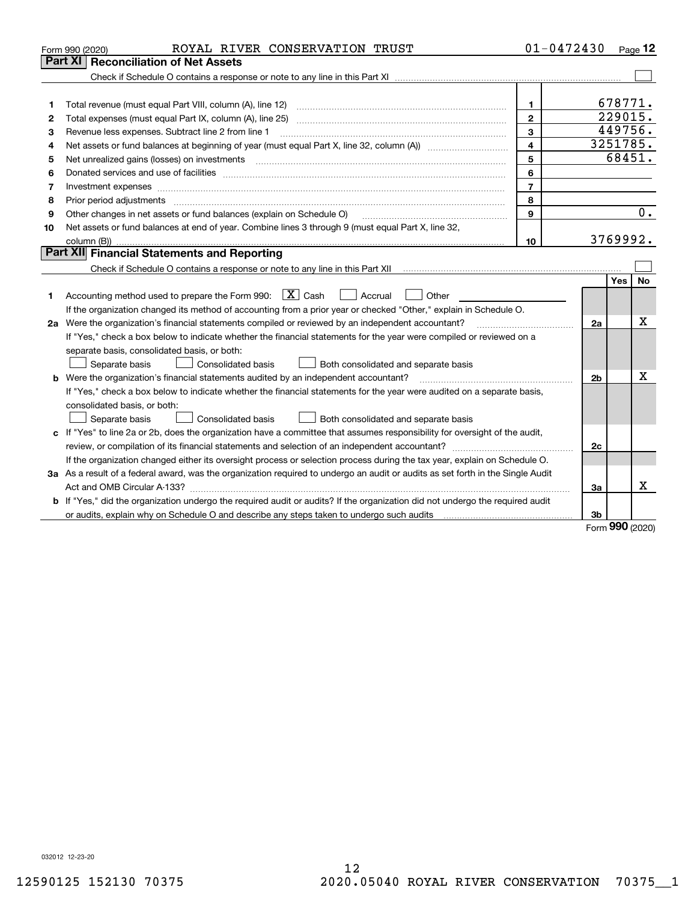Form 990 (2020) ROYAL RIVER CONSERVATION TRUST 01-0472430

## Part XI Reconciliation of Net Assets

Check if Schedule O contains a response or note to any line in this Part XI ☐

| | | | |
|---|---|---|---|
| 1 | Total revenue (must equal Part VIII, column (A), line 12) | 1 | 678771. |
| 2 | Total expenses (must equal Part IX, column (A), line 25) | 2 | 229015. |
| 3 | Revenue less expenses. Subtract line 2 from line 1 | 3 | 449756. |
| 4 | Net assets or fund balances at beginning of year (must equal Part X, line 32, column (A)) | 4 | 3251785. |
| 5 | Net unrealized gains (losses) on investments | 5 | 68451. |
| 6 | Donated services and use of facilities | 6 | |
| 7 | Investment expenses | 7 | |
| 8 | Prior period adjustments | 8 | |
| 9 | Other changes in net assets or fund balances (explain on Schedule O) | 9 | 0. |
| 10 | Net assets or fund balances at end of year. Combine lines 3 through 9 (must equal Part X, line 32, column (B)) | 10 | 3769992. |

## Part XII Financial Statements and Reporting

Check if Schedule O contains a response or note to any line in this Part XII ☐

| | | | Yes | No |
|---|---|---|---|---|
| 1 | Accounting method used to prepare the Form 990: ☒ Cash ☐ Accrual ☐ Other<br>If the organization changed its method of accounting from a prior year or checked "Other," explain in Schedule O. | | | |
| 2a | Were the organization's financial statements compiled or reviewed by an independent accountant?<br>If "Yes," check a box below to indicate whether the financial statements for the year were compiled or reviewed on a separate basis, consolidated basis, or both:<br>☐ Separate basis ☐ Consolidated basis ☐ Both consolidated and separate basis | 2a | | X |
| b | Were the organization's financial statements audited by an independent accountant?<br>If "Yes," check a box below to indicate whether the financial statements for the year were audited on a separate basis, consolidated basis, or both:<br>☐ Separate basis ☐ Consolidated basis ☐ Both consolidated and separate basis | 2b | | X |
| c | If "Yes" to line 2a or 2b, does the organization have a committee that assumes responsibility for oversight of the audit, review, or compilation of its financial statements and selection of an independent accountant?<br>If the organization changed either its oversight process or selection process during the tax year, explain on Schedule O. | 2c | | |
| 3a | As a result of a federal award, was the organization required to undergo an audit or audits as set forth in the Single Audit Act and OMB Circular A-133? | 3a | | X |
| b | If "Yes," did the organization undergo the required audit or audits? If the organization did not undergo the required audit or audits, explain why on Schedule O and describe any steps taken to undergo such audits | 3b | | |

Form 990 (2020)

032012 12-23-20

12590125 152130 70375 2020.05040 ROYAL RIVER CONSERVATION 70375__1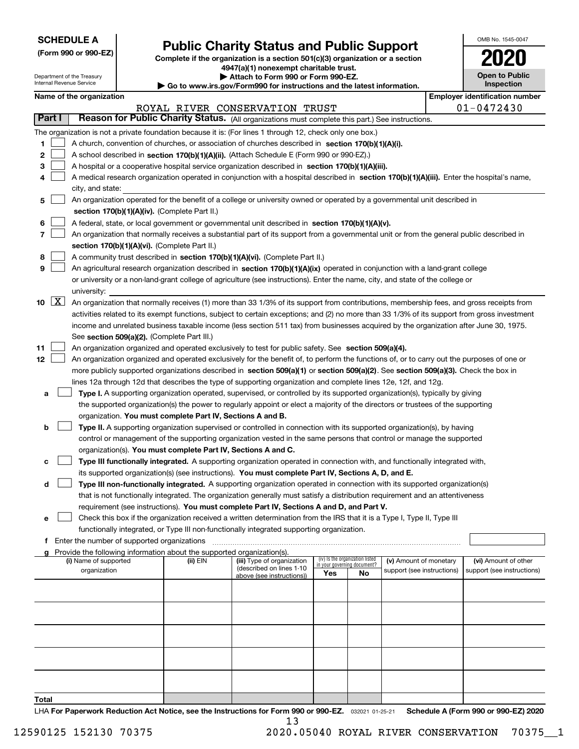**SCHEDULE A**
**(Form 990 or 990-EZ)**

Department of the Treasury
Internal Revenue Service

# Public Charity Status and Public Support

**Complete if the organization is a section 501(c)(3) organization or a section 4947(a)(1) nonexempt charitable trust.**
**▶ Attach to Form 990 or Form 990-EZ.**
**▶ Go to www.irs.gov/Form990 for instructions and the latest information.**

OMB No. 1545-0047
**2020**
**Open to Public Inspection**

**Name of the organization:** ROYAL RIVER CONSERVATION TRUST
**Employer identification number:** 01-0472430

## Part I Reason for Public Charity Status. (All organizations must complete this part.) See instructions.

The organization is not a private foundation because it is: (For lines 1 through 12, check only one box.)

1 ☐ A church, convention of churches, or association of churches described in **section 170(b)(1)(A)(i).**

2 ☐ A school described in **section 170(b)(1)(A)(ii).** (Attach Schedule E (Form 990 or 990-EZ).)

3 ☐ A hospital or a cooperative hospital service organization described in **section 170(b)(1)(A)(iii).**

4 ☐ A medical research organization operated in conjunction with a hospital described in **section 170(b)(1)(A)(iii).** Enter the hospital's name, city, and state:

5 ☐ An organization operated for the benefit of a college or university owned or operated by a governmental unit described in **section 170(b)(1)(A)(iv).** (Complete Part II.)

6 ☐ A federal, state, or local government or governmental unit described in **section 170(b)(1)(A)(v).**

7 ☐ An organization that normally receives a substantial part of its support from a governmental unit or from the general public described in **section 170(b)(1)(A)(vi).** (Complete Part II.)

8 ☐ A community trust described in **section 170(b)(1)(A)(vi).** (Complete Part II.)

9 ☐ An agricultural research organization described in **section 170(b)(1)(A)(ix)** operated in conjunction with a land-grant college or university or a non-land-grant college of agriculture (see instructions). Enter the name, city, and state of the college or university:

10 ☒ An organization that normally receives (1) more than 33 1/3% of its support from contributions, membership fees, and gross receipts from activities related to its exempt functions, subject to certain exceptions; and (2) no more than 33 1/3% of its support from gross investment income and unrelated business taxable income (less section 511 tax) from businesses acquired by the organization after June 30, 1975. See **section 509(a)(2).** (Complete Part III.)

11 ☐ An organization organized and operated exclusively to test for public safety. See **section 509(a)(4).**

12 ☐ An organization organized and operated exclusively for the benefit of, to perform the functions of, or to carry out the purposes of one or more publicly supported organizations described in **section 509(a)(1)** or **section 509(a)(2)**. See **section 509(a)(3).** Check the box in lines 12a through 12d that describes the type of supporting organization and complete lines 12e, 12f, and 12g.

a ☐ **Type I.** A supporting organization operated, supervised, or controlled by its supported organization(s), typically by giving the supported organization(s) the power to regularly appoint or elect a majority of the directors or trustees of the supporting organization. **You must complete Part IV, Sections A and B.**

b ☐ **Type II.** A supporting organization supervised or controlled in connection with its supported organization(s), by having control or management of the supporting organization vested in the same persons that control or manage the supported organization(s). **You must complete Part IV, Sections A and C.**

c ☐ **Type III functionally integrated.** A supporting organization operated in connection with, and functionally integrated with, its supported organization(s) (see instructions). **You must complete Part IV, Sections A, D, and E.**

d ☐ **Type III non-functionally integrated.** A supporting organization operated in connection with its supported organization(s) that is not functionally integrated. The organization generally must satisfy a distribution requirement and an attentiveness requirement (see instructions). **You must complete Part IV, Sections A and D, and Part V.**

e ☐ Check this box if the organization received a written determination from the IRS that it is a Type I, Type II, Type III functionally integrated, or Type III non-functionally integrated supporting organization.

f Enter the number of supported organizations

g Provide the following information about the supported organization(s).

| (i) Name of supported organization | (ii) EIN | (iii) Type of organization (described on lines 1-10 above (see instructions)) | (iv) Is the organization listed in your governing document? Yes | No | (v) Amount of monetary support (see instructions) | (vi) Amount of other support (see instructions) |
|---|---|---|---|---|---|---|
| | | | | | | |
| | | | | | | |
| | | | | | | |
| | | | | | | |
| | | | | | | |
| **Total** | | | | | | |

LHA **For Paperwork Reduction Act Notice, see the Instructions for Form 990 or 990-EZ.** 032021 01-25-21 **Schedule A (Form 990 or 990-EZ) 2020**

12590125 152130 70375 2020.05040 ROYAL RIVER CONSERVATION 70375__1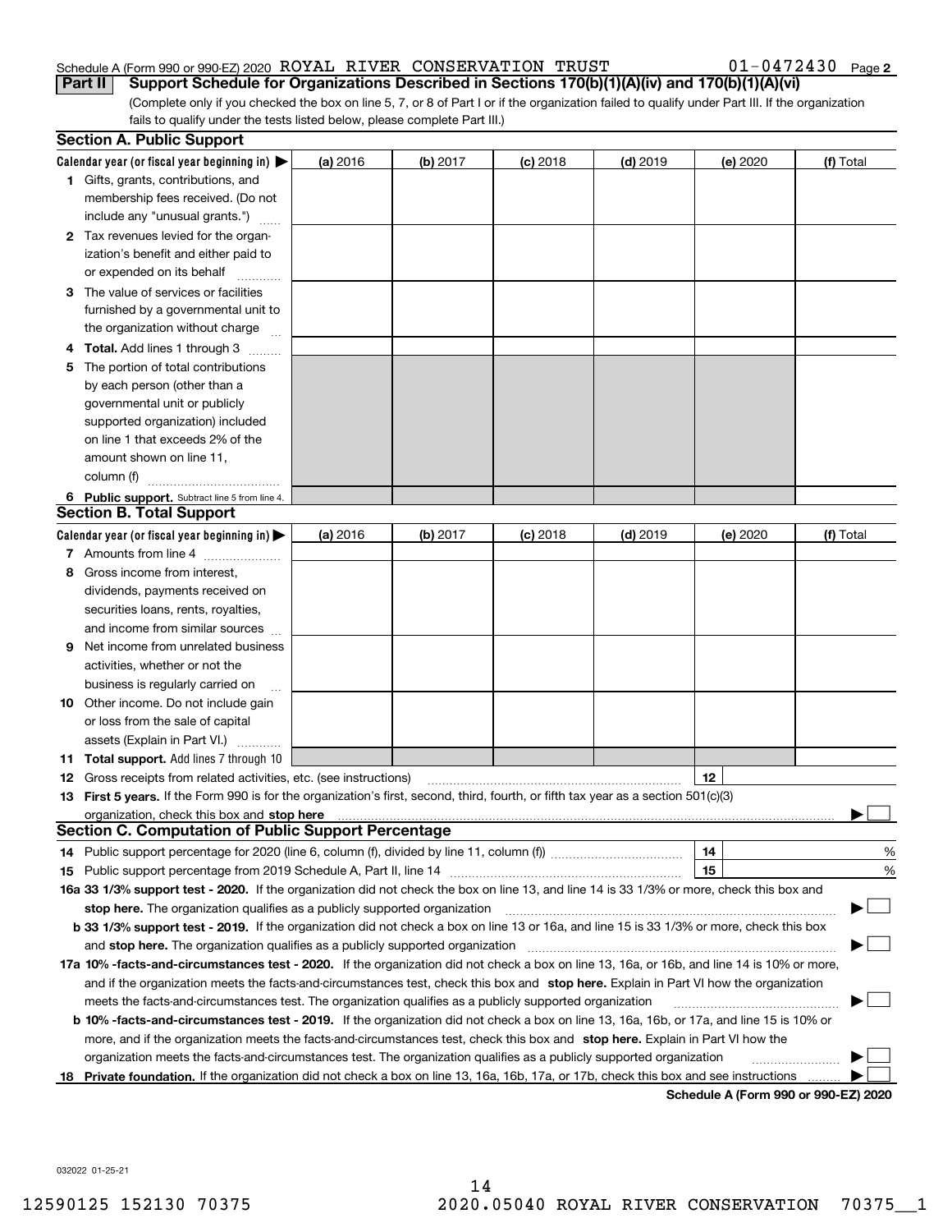Schedule A (Form 990 or 990-EZ) 2020 ROYAL RIVER CONSERVATION TRUST 01-0472430 Page 2

**Part II** **Support Schedule for Organizations Described in Sections 170(b)(1)(A)(iv) and 170(b)(1)(A)(vi)**

(Complete only if you checked the box on line 5, 7, or 8 of Part I or if the organization failed to qualify under Part III. If the organization fails to qualify under the tests listed below, please complete Part III.)

## Section A. Public Support

| Calendar year (or fiscal year beginning in) ▶ | (a) 2016 | (b) 2017 | (c) 2018 | (d) 2019 | (e) 2020 | (f) Total |
|---|---|---|---|---|---|---|
| **1** Gifts, grants, contributions, and membership fees received. (Do not include any "unusual grants.") | | | | | | |
| **2** Tax revenues levied for the organization's benefit and either paid to or expended on its behalf | | | | | | |
| **3** The value of services or facilities furnished by a governmental unit to the organization without charge | | | | | | |
| **4 Total.** Add lines 1 through 3 | | | | | | |
| **5** The portion of total contributions by each person (other than a governmental unit or publicly supported organization) included on line 1 that exceeds 2% of the amount shown on line 11, column (f) | | | | | | |
| **6 Public support.** Subtract line 5 from line 4. | | | | | | |

## Section B. Total Support

| Calendar year (or fiscal year beginning in) ▶ | (a) 2016 | (b) 2017 | (c) 2018 | (d) 2019 | (e) 2020 | (f) Total |
|---|---|---|---|---|---|---|
| **7** Amounts from line 4 | | | | | | |
| **8** Gross income from interest, dividends, payments received on securities loans, rents, royalties, and income from similar sources | | | | | | |
| **9** Net income from unrelated business activities, whether or not the business is regularly carried on | | | | | | |
| **10** Other income. Do not include gain or loss from the sale of capital assets (Explain in Part VI.) | | | | | | |
| **11 Total support.** Add lines 7 through 10 | | | | | | |

**12** Gross receipts from related activities, etc. (see instructions) | **12** |

**13 First 5 years.** If the Form 990 is for the organization's first, second, third, fourth, or fifth tax year as a section 501(c)(3) organization, check this box and **stop here** ▶ ☐

## Section C. Computation of Public Support Percentage

**14** Public support percentage for 2020 (line 6, column (f), divided by line 11, column (f)) | **14** | %

**15** Public support percentage from 2019 Schedule A, Part II, line 14 | **15** | %

**16a 33 1/3% support test - 2020.** If the organization did not check the box on line 13, and line 14 is 33 1/3% or more, check this box and **stop here.** The organization qualifies as a publicly supported organization ▶ ☐

**b 33 1/3% support test - 2019.** If the organization did not check a box on line 13 or 16a, and line 15 is 33 1/3% or more, check this box and **stop here.** The organization qualifies as a publicly supported organization ▶ ☐

**17a 10% -facts-and-circumstances test - 2020.** If the organization did not check a box on line 13, 16a, or 16b, and line 14 is 10% or more, and if the organization meets the facts-and-circumstances test, check this box and **stop here.** Explain in Part VI how the organization meets the facts-and-circumstances test. The organization qualifies as a publicly supported organization ▶ ☐

**b 10% -facts-and-circumstances test - 2019.** If the organization did not check a box on line 13, 16a, 16b, or 17a, and line 15 is 10% or more, and if the organization meets the facts-and-circumstances test, check this box and **stop here.** Explain in Part VI how the organization meets the facts-and-circumstances test. The organization qualifies as a publicly supported organization ▶ ☐

**18 Private foundation.** If the organization did not check a box on line 13, 16a, 16b, 17a, or 17b, check this box and see instructions ▶ ☐

**Schedule A (Form 990 or 990-EZ) 2020**

032022 01-25-21

12590125 152130 70375 2020.05040 ROYAL RIVER CONSERVATION 70375__1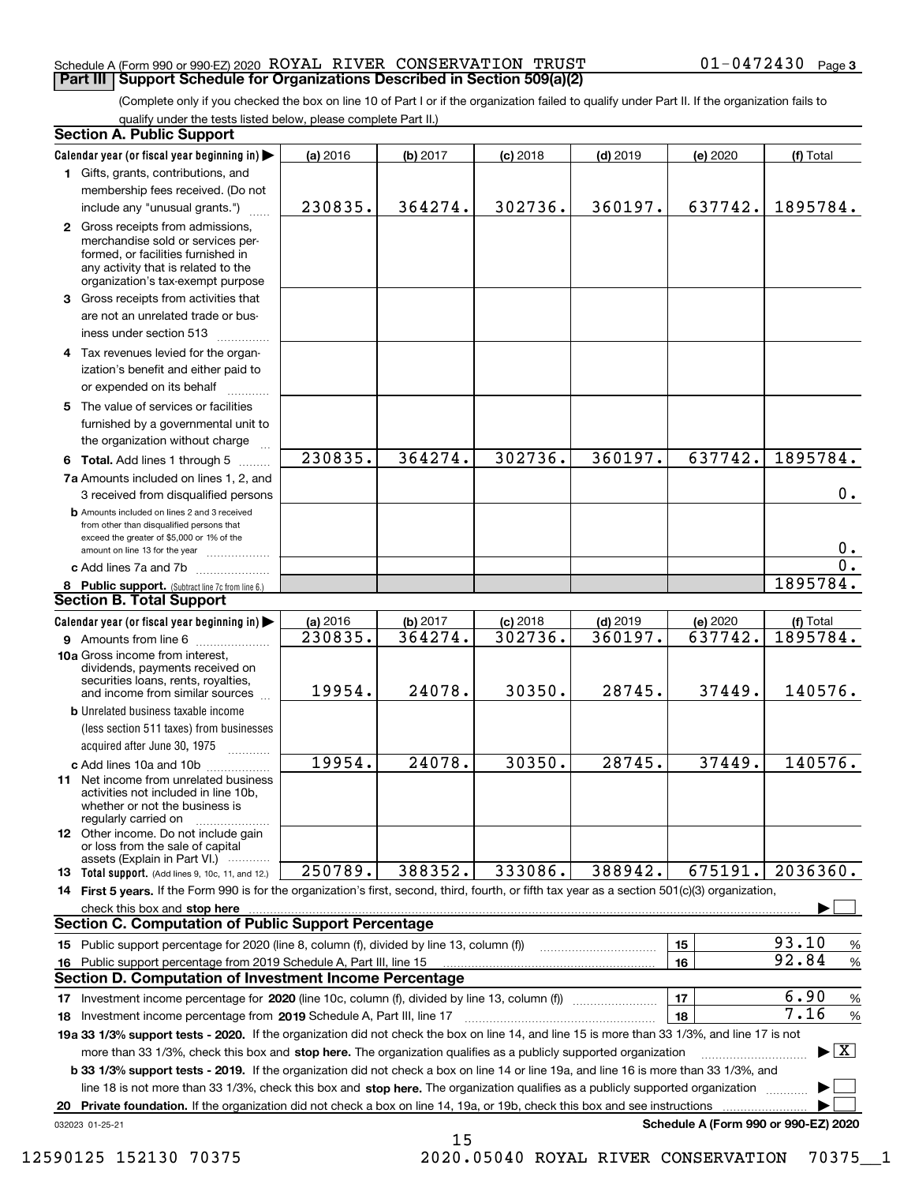Schedule A (Form 990 or 990-EZ) 2020 ROYAL RIVER CONSERVATION TRUST 01-0472430 Page 3

## Part III Support Schedule for Organizations Described in Section 509(a)(2)

(Complete only if you checked the box on line 10 of Part I or if the organization failed to qualify under Part II. If the organization fails to qualify under the tests listed below, please complete Part II.)

### Section A. Public Support

| Calendar year (or fiscal year beginning in) | (a) 2016 | (b) 2017 | (c) 2018 | (d) 2019 | (e) 2020 | (f) Total |
|---|---|---|---|---|---|---|
| 1 Gifts, grants, contributions, and membership fees received. (Do not include any "unusual grants.") | 230835. | 364274. | 302736. | 360197. | 637742. | 1895784. |
| 2 Gross receipts from admissions, merchandise sold or services performed, or facilities furnished in any activity that is related to the organization's tax-exempt purpose | | | | | | |
| 3 Gross receipts from activities that are not an unrelated trade or business under section 513 | | | | | | |
| 4 Tax revenues levied for the organization's benefit and either paid to or expended on its behalf | | | | | | |
| 5 The value of services or facilities furnished by a governmental unit to the organization without charge | | | | | | |
| 6 **Total.** Add lines 1 through 5 | 230835. | 364274. | 302736. | 360197. | 637742. | 1895784. |
| 7a Amounts included on lines 1, 2, and 3 received from disqualified persons | | | | | | 0. |
| b Amounts included on lines 2 and 3 received from other than disqualified persons that exceed the greater of $5,000 or 1% of the amount on line 13 for the year | | | | | | 0. |
| c Add lines 7a and 7b | | | | | | 0. |
| 8 **Public support.** (Subtract line 7c from line 6.) | | | | | | 1895784. |

### Section B. Total Support

| Calendar year (or fiscal year beginning in) | (a) 2016 | (b) 2017 | (c) 2018 | (d) 2019 | (e) 2020 | (f) Total |
|---|---|---|---|---|---|---|
| 9 Amounts from line 6 | 230835. | 364274. | 302736. | 360197. | 637742. | 1895784. |
| 10a Gross income from interest, dividends, payments received on securities loans, rents, royalties, and income from similar sources | 19954. | 24078. | 30350. | 28745. | 37449. | 140576. |
| b Unrelated business taxable income (less section 511 taxes) from businesses acquired after June 30, 1975 | | | | | | |
| c Add lines 10a and 10b | 19954. | 24078. | 30350. | 28745. | 37449. | 140576. |
| 11 Net income from unrelated business activities not included in line 10b, whether or not the business is regularly carried on | | | | | | |
| 12 Other income. Do not include gain or loss from the sale of capital assets (Explain in Part VI.) | | | | | | |
| 13 **Total support.** (Add lines 9, 10c, 11, and 12.) | 250789. | 388352. | 333086. | 388942. | 675191. | 2036360. |

14 **First 5 years.** If the Form 990 is for the organization's first, second, third, fourth, or fifth tax year as a section 501(c)(3) organization, check this box and **stop here** ☐

### Section C. Computation of Public Support Percentage

| | | |
|---|---|---|
| 15 Public support percentage for 2020 (line 8, column (f), divided by line 13, column (f)) | 15 | 93.10 % |
| 16 Public support percentage from 2019 Schedule A, Part III, line 15 | 16 | 92.84 % |

### Section D. Computation of Investment Income Percentage

| | | |
|---|---|---|
| 17 Investment income percentage for **2020** (line 10c, column (f), divided by line 13, column (f)) | 17 | 6.90 % |
| 18 Investment income percentage from **2019** Schedule A, Part III, line 17 | 18 | 7.16 % |

**19a 33 1/3% support tests - 2020.** If the organization did not check the box on line 14, and line 15 is more than 33 1/3%, and line 17 is not more than 33 1/3%, check this box and **stop here.** The organization qualifies as a publicly supported organization ☒

**b 33 1/3% support tests - 2019.** If the organization did not check a box on line 14 or line 19a, and line 16 is more than 33 1/3%, and line 18 is not more than 33 1/3%, check this box and **stop here.** The organization qualifies as a publicly supported organization ☐

**20 Private foundation.** If the organization did not check a box on line 14, 19a, or 19b, check this box and see instructions ☐

032023 01-25-21 **Schedule A (Form 990 or 990-EZ) 2020**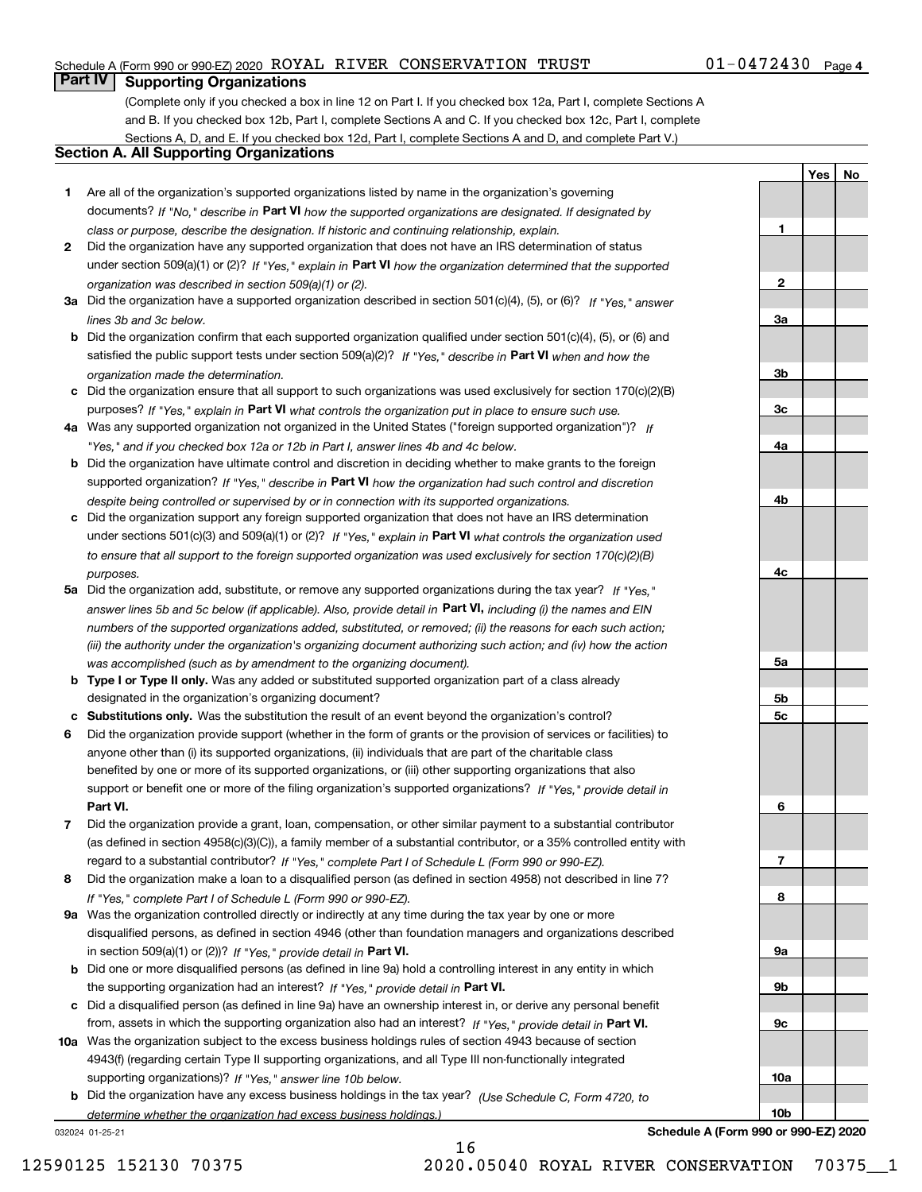Schedule A (Form 990 or 990-EZ) 2020 ROYAL RIVER CONSERVATION TRUST 01-0472430 Page 4

## Part IV Supporting Organizations

(Complete only if you checked a box in line 12 on Part I. If you checked box 12a, Part I, complete Sections A and B. If you checked box 12b, Part I, complete Sections A and C. If you checked box 12c, Part I, complete Sections A, D, and E. If you checked box 12d, Part I, complete Sections A and D, and complete Part V.)

### Section A. All Supporting Organizations

| | | Line | Yes | No |
|---|---|---|---|---|
| **1** | Are all of the organization's supported organizations listed by name in the organization's governing documents? *If "No," describe in* **Part VI** *how the supported organizations are designated. If designated by class or purpose, describe the designation. If historic and continuing relationship, explain.* | 1 | | |
| **2** | Did the organization have any supported organization that does not have an IRS determination of status under section 509(a)(1) or (2)? *If "Yes," explain in* **Part VI** *how the organization determined that the supported organization was described in section 509(a)(1) or (2).* | 2 | | |
| **3a** | Did the organization have a supported organization described in section 501(c)(4), (5), or (6)? *If "Yes," answer lines 3b and 3c below.* | 3a | | |
| **b** | Did the organization confirm that each supported organization qualified under section 501(c)(4), (5), or (6) and satisfied the public support tests under section 509(a)(2)? *If "Yes," describe in* **Part VI** *when and how the organization made the determination.* | 3b | | |
| **c** | Did the organization ensure that all support to such organizations was used exclusively for section 170(c)(2)(B) purposes? *If "Yes," explain in* **Part VI** *what controls the organization put in place to ensure such use.* | 3c | | |
| **4a** | Was any supported organization not organized in the United States ("foreign supported organization")? *If "Yes," and if you checked box 12a or 12b in Part I, answer lines 4b and 4c below.* | 4a | | |
| **b** | Did the organization have ultimate control and discretion in deciding whether to make grants to the foreign supported organization? *If "Yes," describe in* **Part VI** *how the organization had such control and discretion despite being controlled or supervised by or in connection with its supported organizations.* | 4b | | |
| **c** | Did the organization support any foreign supported organization that does not have an IRS determination under sections 501(c)(3) and 509(a)(1) or (2)? *If "Yes," explain in* **Part VI** *what controls the organization used to ensure that all support to the foreign supported organization was used exclusively for section 170(c)(2)(B) purposes.* | 4c | | |
| **5a** | Did the organization add, substitute, or remove any supported organizations during the tax year? *If "Yes," answer lines 5b and 5c below (if applicable). Also, provide detail in* **Part VI,** *including (i) the names and EIN numbers of the supported organizations added, substituted, or removed; (ii) the reasons for each such action; (iii) the authority under the organization's organizing document authorizing such action; and (iv) how the action was accomplished (such as by amendment to the organizing document).* | 5a | | |
| **b** | **Type I or Type II only.** Was any added or substituted supported organization part of a class already designated in the organization's organizing document? | 5b | | |
| **c** | **Substitutions only.** Was the substitution the result of an event beyond the organization's control? | 5c | | |
| **6** | Did the organization provide support (whether in the form of grants or the provision of services or facilities) to anyone other than (i) its supported organizations, (ii) individuals that are part of the charitable class benefited by one or more of its supported organizations, or (iii) other supporting organizations that also support or benefit one or more of the filing organization's supported organizations? *If "Yes," provide detail in* **Part VI.** | 6 | | |
| **7** | Did the organization provide a grant, loan, compensation, or other similar payment to a substantial contributor (as defined in section 4958(c)(3)(C)), a family member of a substantial contributor, or a 35% controlled entity with regard to a substantial contributor? *If "Yes," complete Part I of Schedule L (Form 990 or 990-EZ).* | 7 | | |
| **8** | Did the organization make a loan to a disqualified person (as defined in section 4958) not described in line 7? *If "Yes," complete Part I of Schedule L (Form 990 or 990-EZ).* | 8 | | |
| **9a** | Was the organization controlled directly or indirectly at any time during the tax year by one or more disqualified persons, as defined in section 4946 (other than foundation managers and organizations described in section 509(a)(1) or (2))? *If "Yes," provide detail in* **Part VI.** | 9a | | |
| **b** | Did one or more disqualified persons (as defined in line 9a) hold a controlling interest in any entity in which the supporting organization had an interest? *If "Yes," provide detail in* **Part VI.** | 9b | | |
| **c** | Did a disqualified person (as defined in line 9a) have an ownership interest in, or derive any personal benefit from, assets in which the supporting organization also had an interest? *If "Yes," provide detail in* **Part VI.** | 9c | | |
| **10a** | Was the organization subject to the excess business holdings rules of section 4943 because of section 4943(f) (regarding certain Type II supporting organizations, and all Type III non-functionally integrated supporting organizations)? *If "Yes," answer line 10b below.* | 10a | | |
| **b** | Did the organization have any excess business holdings in the tax year? *(Use Schedule C, Form 4720, to determine whether the organization had excess business holdings.)* | 10b | | |

032024 01-25-21 **Schedule A (Form 990 or 990-EZ) 2020**

12590125 152130 70375 2020.05040 ROYAL RIVER CONSERVATION 70375__1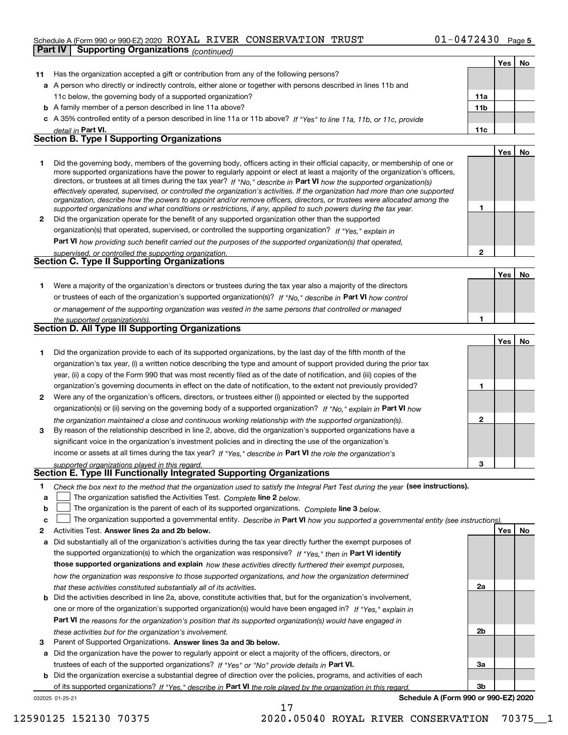Schedule A (Form 990 or 990-EZ) 2020 ROYAL RIVER CONSERVATION TRUST 01-0472430

## Part IV Supporting Organizations *(continued)*

| | | | Yes | No |
|---|---|---|---|---|
| **11** | Has the organization accepted a gift or contribution from any of the following persons? | | | |
| **a** | A person who directly or indirectly controls, either alone or together with persons described in lines 11b and 11c below, the governing body of a supported organization? | 11a | | |
| **b** | A family member of a person described in line 11a above? | 11b | | |
| **c** | A 35% controlled entity of a person described in line 11a or 11b above? *If "Yes" to line 11a, 11b, or 11c, provide detail in* **Part VI.** | 11c | | |

### Section B. Type I Supporting Organizations

| | | | Yes | No |
|---|---|---|---|---|
| **1** | Did the governing body, members of the governing body, officers acting in their official capacity, or membership of one or more supported organizations have the power to regularly appoint or elect at least a majority of the organization's officers, directors, or trustees at all times during the tax year? *If "No," describe in* **Part VI** *how the supported organization(s) effectively operated, supervised, or controlled the organization's activities. If the organization had more than one supported organization, describe how the powers to appoint and/or remove officers, directors, or trustees were allocated among the supported organizations and what conditions or restrictions, if any, applied to such powers during the tax year.* | 1 | | |
| **2** | Did the organization operate for the benefit of any supported organization other than the supported organization(s) that operated, supervised, or controlled the supporting organization? *If "Yes," explain in* **Part VI** *how providing such benefit carried out the purposes of the supported organization(s) that operated, supervised, or controlled the supporting organization.* | 2 | | |

### Section C. Type II Supporting Organizations

| | | | Yes | No |
|---|---|---|---|---|
| **1** | Were a majority of the organization's directors or trustees during the tax year also a majority of the directors or trustees of each of the organization's supported organization(s)? *If "No," describe in* **Part VI** *how control or management of the supporting organization was vested in the same persons that controlled or managed the supported organization(s).* | 1 | | |

### Section D. All Type III Supporting Organizations

| | | | Yes | No |
|---|---|---|---|---|
| **1** | Did the organization provide to each of its supported organizations, by the last day of the fifth month of the organization's tax year, (i) a written notice describing the type and amount of support provided during the prior tax year, (ii) a copy of the Form 990 that was most recently filed as of the date of notification, and (iii) copies of the organization's governing documents in effect on the date of notification, to the extent not previously provided? | 1 | | |
| **2** | Were any of the organization's officers, directors, or trustees either (i) appointed or elected by the supported organization(s) or (ii) serving on the governing body of a supported organization? *If "No," explain in* **Part VI** *how the organization maintained a close and continuous working relationship with the supported organization(s).* | 2 | | |
| **3** | By reason of the relationship described in line 2, above, did the organization's supported organizations have a significant voice in the organization's investment policies and in directing the use of the organization's income or assets at all times during the tax year? *If "Yes," describe in* **Part VI** *the role the organization's supported organizations played in this regard.* | 3 | | |

### Section E. Type III Functionally Integrated Supporting Organizations

**1** *Check the box next to the method that the organization used to satisfy the Integral Part Test during the year* **(see instructions).**

- **a** ☐ The organization satisfied the Activities Test. *Complete* **line 2** *below.*
- **b** ☐ The organization is the parent of each of its supported organizations. *Complete* **line 3** *below.*
- **c** ☐ The organization supported a governmental entity. *Describe in* **Part VI** *how you supported a governmental entity (see instructions).*

| | | | Yes | No |
|---|---|---|---|---|
| **2** | Activities Test. **Answer lines 2a and 2b below.** | | | |
| **a** | Did substantially all of the organization's activities during the tax year directly further the exempt purposes of the supported organization(s) to which the organization was responsive? *If "Yes," then in* **Part VI identify those supported organizations and explain** *how these activities directly furthered their exempt purposes, how the organization was responsive to those supported organizations, and how the organization determined that these activities constituted substantially all of its activities.* | 2a | | |
| **b** | Did the activities described in line 2a, above, constitute activities that, but for the organization's involvement, one or more of the organization's supported organization(s) would have been engaged in? *If "Yes," explain in* **Part VI** *the reasons for the organization's position that its supported organization(s) would have engaged in these activities but for the organization's involvement.* | 2b | | |
| **3** | Parent of Supported Organizations. **Answer lines 3a and 3b below.** | | | |
| **a** | Did the organization have the power to regularly appoint or elect a majority of the officers, directors, or trustees of each of the supported organizations? *If "Yes" or "No" provide details in* **Part VI.** | 3a | | |
| **b** | Did the organization exercise a substantial degree of direction over the policies, programs, and activities of each of its supported organizations? *If "Yes," describe in* **Part VI** *the role played by the organization in this regard.* | 3b | | |

032025 01-25-21 **Schedule A (Form 990 or 990-EZ) 2020**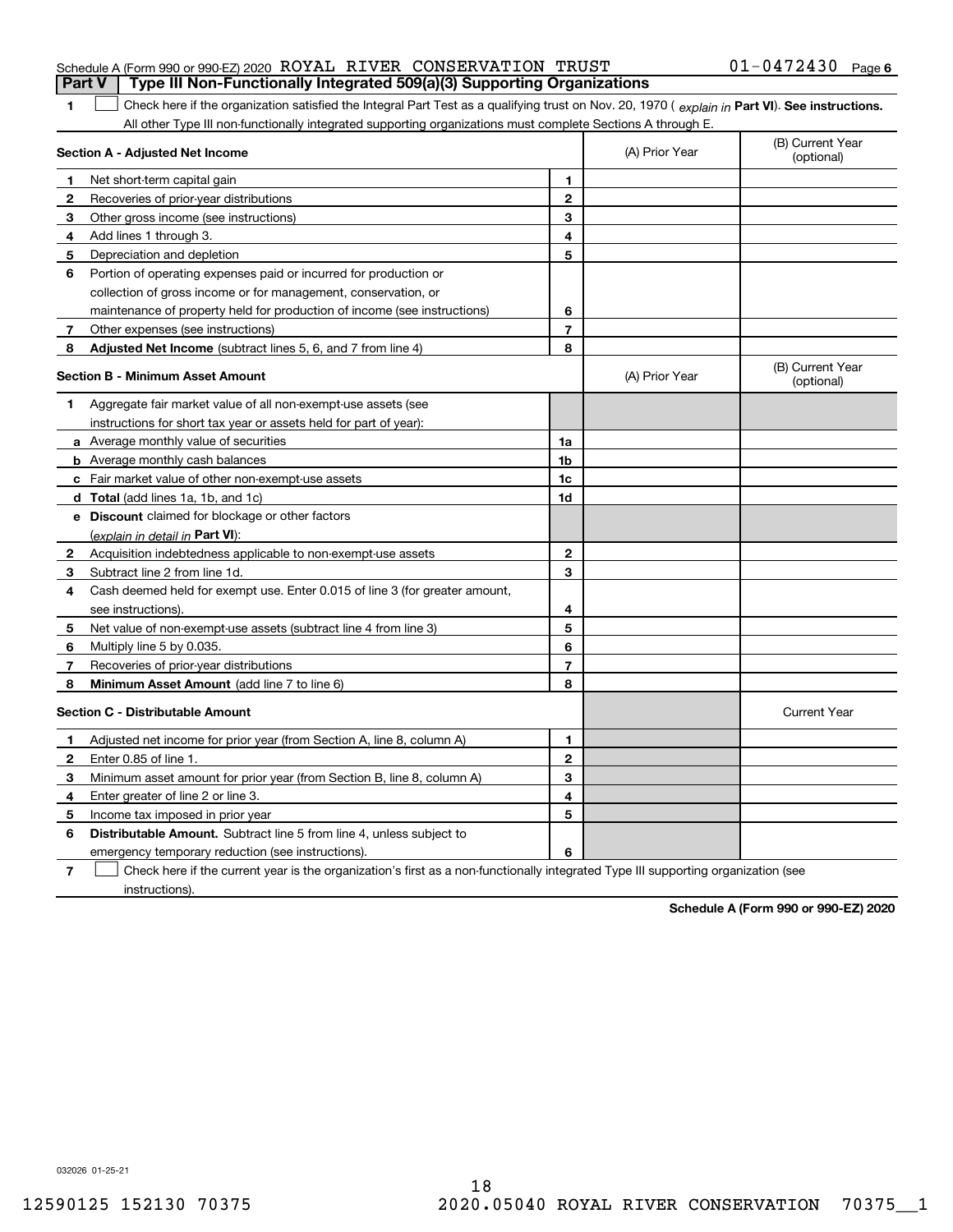Schedule A (Form 990 or 990-EZ) 2020 ROYAL RIVER CONSERVATION TRUST 01-0472430 Page 6

**Part V | Type III Non-Functionally Integrated 509(a)(3) Supporting Organizations**

1 ☐ Check here if the organization satisfied the Integral Part Test as a qualifying trust on Nov. 20, 1970 ( *explain in* **Part VI**). **See instructions.** All other Type III non-functionally integrated supporting organizations must complete Sections A through E.

| **Section A - Adjusted Net Income** | | | (A) Prior Year | (B) Current Year (optional) |
|---|---|---|---|---|
| 1 | Net short-term capital gain | 1 | | |
| 2 | Recoveries of prior-year distributions | 2 | | |
| 3 | Other gross income (see instructions) | 3 | | |
| 4 | Add lines 1 through 3. | 4 | | |
| 5 | Depreciation and depletion | 5 | | |
| 6 | Portion of operating expenses paid or incurred for production or collection of gross income or for management, conservation, or maintenance of property held for production of income (see instructions) | 6 | | |
| 7 | Other expenses (see instructions) | 7 | | |
| 8 | **Adjusted Net Income** (subtract lines 5, 6, and 7 from line 4) | 8 | | |

| **Section B - Minimum Asset Amount** | | | (A) Prior Year | (B) Current Year (optional) |
|---|---|---|---|---|
| 1 | Aggregate fair market value of all non-exempt-use assets (see instructions for short tax year or assets held for part of year): | | | |
| a | Average monthly value of securities | 1a | | |
| b | Average monthly cash balances | 1b | | |
| c | Fair market value of other non-exempt-use assets | 1c | | |
| d | **Total** (add lines 1a, 1b, and 1c) | 1d | | |
| e | **Discount** claimed for blockage or other factors (*explain in detail in* **Part VI**): | | | |
| 2 | Acquisition indebtedness applicable to non-exempt-use assets | 2 | | |
| 3 | Subtract line 2 from line 1d. | 3 | | |
| 4 | Cash deemed held for exempt use. Enter 0.015 of line 3 (for greater amount, see instructions). | 4 | | |
| 5 | Net value of non-exempt-use assets (subtract line 4 from line 3) | 5 | | |
| 6 | Multiply line 5 by 0.035. | 6 | | |
| 7 | Recoveries of prior-year distributions | 7 | | |
| 8 | **Minimum Asset Amount** (add line 7 to line 6) | 8 | | |

| **Section C - Distributable Amount** | | | | Current Year |
|---|---|---|---|---|
| 1 | Adjusted net income for prior year (from Section A, line 8, column A) | 1 | | |
| 2 | Enter 0.85 of line 1. | 2 | | |
| 3 | Minimum asset amount for prior year (from Section B, line 8, column A) | 3 | | |
| 4 | Enter greater of line 2 or line 3. | 4 | | |
| 5 | Income tax imposed in prior year | 5 | | |
| 6 | **Distributable Amount.** Subtract line 5 from line 4, unless subject to emergency temporary reduction (see instructions). | 6 | | |

7 ☐ Check here if the current year is the organization's first as a non-functionally integrated Type III supporting organization (see instructions).

**Schedule A (Form 990 or 990-EZ) 2020**

032026 01-25-21

12590125 152130 70375 2020.05040 ROYAL RIVER CONSERVATION 70375__1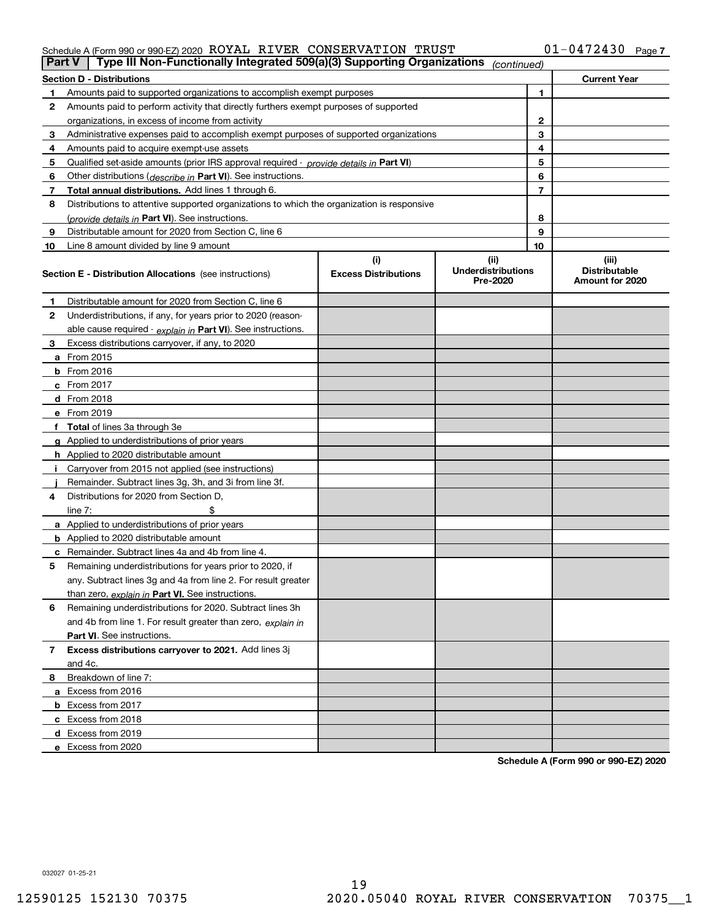Schedule A (Form 990 or 990-EZ) 2020 ROYAL RIVER CONSERVATION TRUST 01-0472430 Page 7

## Part V Type III Non-Functionally Integrated 509(a)(3) Supporting Organizations *(continued)*

| Section D - Distributions | | | Current Year |
|---|---|---|---|
| 1 | Amounts paid to supported organizations to accomplish exempt purposes | 1 | |
| 2 | Amounts paid to perform activity that directly furthers exempt purposes of supported organizations, in excess of income from activity | 2 | |
| 3 | Administrative expenses paid to accomplish exempt purposes of supported organizations | 3 | |
| 4 | Amounts paid to acquire exempt-use assets | 4 | |
| 5 | Qualified set-aside amounts (prior IRS approval required - *provide details in* **Part VI**) | 5 | |
| 6 | Other distributions (*describe in* **Part VI**). See instructions. | 6 | |
| 7 | **Total annual distributions.** Add lines 1 through 6. | 7 | |
| 8 | Distributions to attentive supported organizations to which the organization is responsive (*provide details in* **Part VI**). See instructions. | 8 | |
| 9 | Distributable amount for 2020 from Section C, line 6 | 9 | |
| 10 | Line 8 amount divided by line 9 amount | 10 | |

| **Section E - Distribution Allocations** (see instructions) | (i) Excess Distributions | (ii) Underdistributions Pre-2020 | (iii) Distributable Amount for 2020 |
|---|---|---|---|
| **1** Distributable amount for 2020 from Section C, line 6 | | | |
| **2** Underdistributions, if any, for years prior to 2020 (reasonable cause required - *explain in* **Part VI**). See instructions. | | | |
| **3** Excess distributions carryover, if any, to 2020 | | | |
| **a** From 2015 | | | |
| **b** From 2016 | | | |
| **c** From 2017 | | | |
| **d** From 2018 | | | |
| **e** From 2019 | | | |
| **f** **Total** of lines 3a through 3e | | | |
| **g** Applied to underdistributions of prior years | | | |
| **h** Applied to 2020 distributable amount | | | |
| **i** Carryover from 2015 not applied (see instructions) | | | |
| **j** Remainder. Subtract lines 3g, 3h, and 3i from line 3f. | | | |
| **4** Distributions for 2020 from Section D, line 7: $ | | | |
| **a** Applied to underdistributions of prior years | | | |
| **b** Applied to 2020 distributable amount | | | |
| **c** Remainder. Subtract lines 4a and 4b from line 4. | | | |
| **5** Remaining underdistributions for years prior to 2020, if any. Subtract lines 3g and 4a from line 2. For result greater than zero, *explain in* **Part VI.** See instructions. | | | |
| **6** Remaining underdistributions for 2020. Subtract lines 3h and 4b from line 1. For result greater than zero, *explain in* **Part VI**. See instructions. | | | |
| **7** **Excess distributions carryover to 2021.** Add lines 3j and 4c. | | | |
| **8** Breakdown of line 7: | | | |
| **a** Excess from 2016 | | | |
| **b** Excess from 2017 | | | |
| **c** Excess from 2018 | | | |
| **d** Excess from 2019 | | | |
| **e** Excess from 2020 | | | |

**Schedule A (Form 990 or 990-EZ) 2020**

032027 01-25-21

12590125 152130 70375 2020.05040 ROYAL RIVER CONSERVATION 70375__1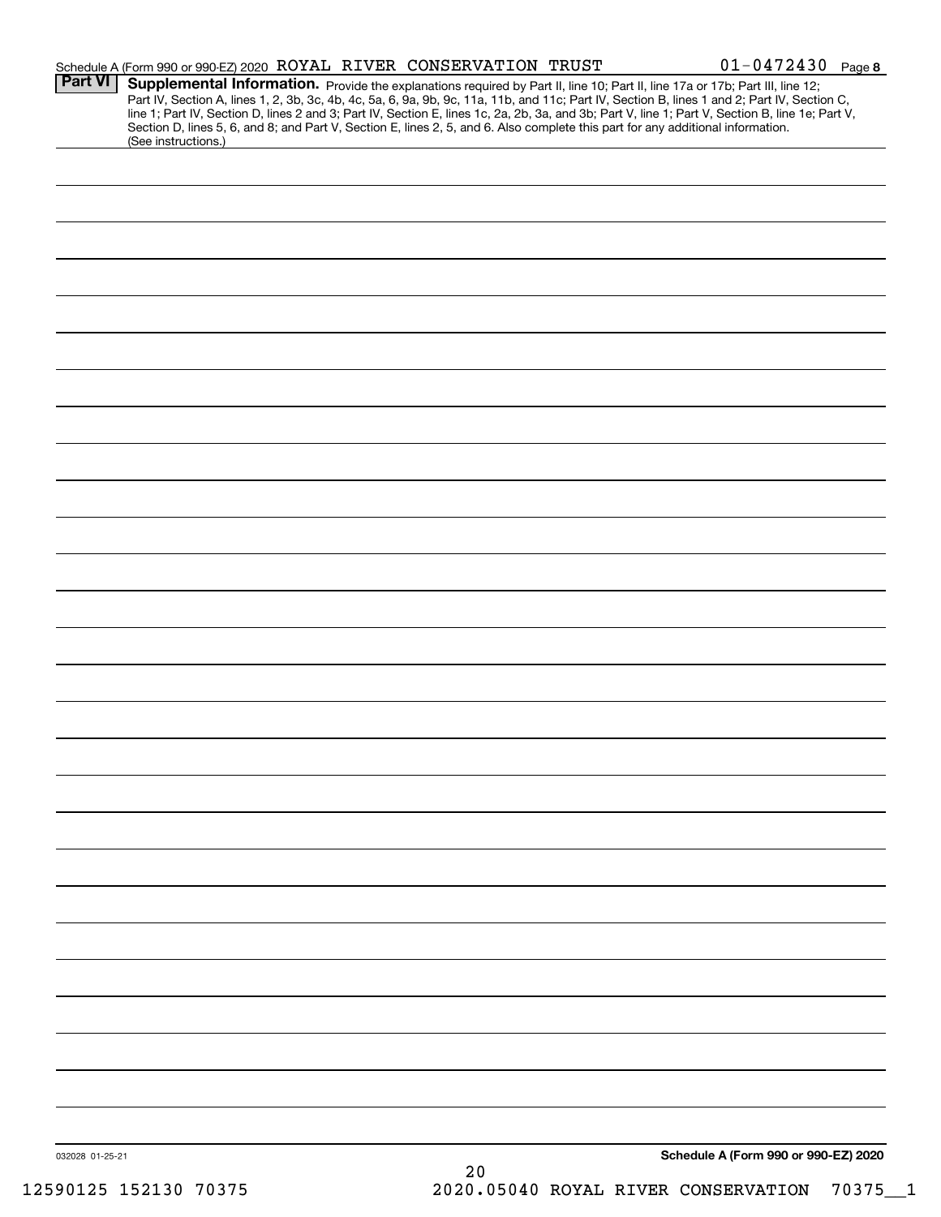Schedule A (Form 990 or 990-EZ) 2020 ROYAL RIVER CONSERVATION TRUST 01-0472430 Page 8

**Part VI** **Supplemental Information.** Provide the explanations required by Part II, line 10; Part II, line 17a or 17b; Part III, line 12; Part IV, Section A, lines 1, 2, 3b, 3c, 4b, 4c, 5a, 6, 9a, 9b, 9c, 11a, 11b, and 11c; Part IV, Section B, lines 1 and 2; Part IV, Section C, line 1; Part IV, Section D, lines 2 and 3; Part IV, Section E, lines 1c, 2a, 2b, 3a, and 3b; Part V, line 1; Part V, Section B, line 1e; Part V, Section D, lines 5, 6, and 8; and Part V, Section E, lines 2, 5, and 6. Also complete this part for any additional information. (See instructions.)

032028 01-25-21

**Schedule A (Form 990 or 990-EZ) 2020**

12590125 152130 70375 2020.05040 ROYAL RIVER CONSERVATION 70375__1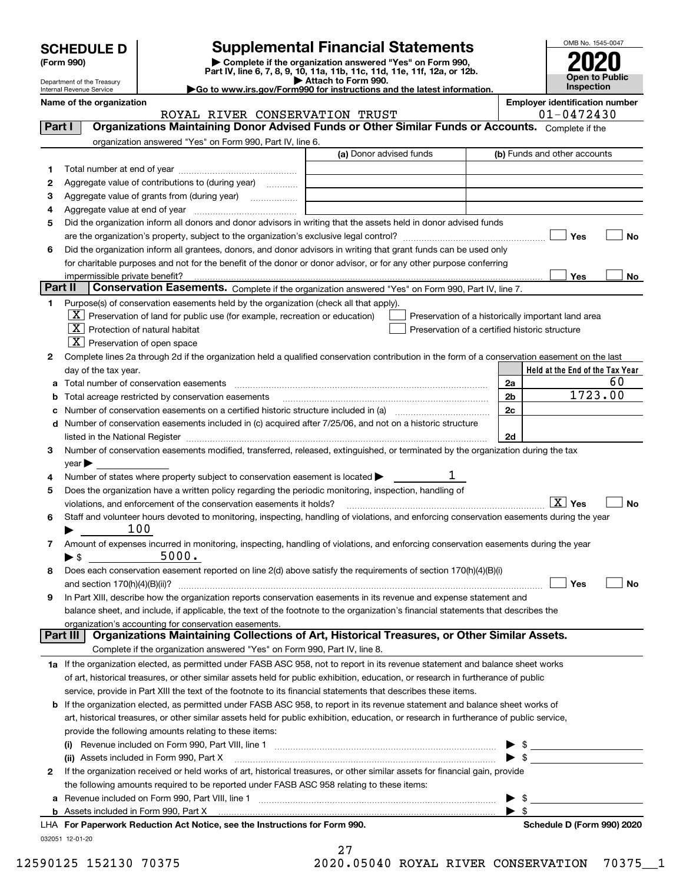# SCHEDULE D (Form 990)

Department of the Treasury
Internal Revenue Service

## Supplemental Financial Statements

▶ Complete if the organization answered "Yes" on Form 990, Part IV, line 6, 7, 8, 9, 10, 11a, 11b, 11c, 11d, 11e, 11f, 12a, or 12b.
▶ Attach to Form 990.
▶Go to www.irs.gov/Form990 for instructions and the latest information.

OMB No. 1545-0047

**2020**

**Open to Public Inspection**

**Name of the organization:** ROYAL RIVER CONSERVATION TRUST

**Employer identification number:** 01-0472430

## Part I — Organizations Maintaining Donor Advised Funds or Other Similar Funds or Accounts.

Complete if the organization answered "Yes" on Form 990, Part IV, line 6.

| | | (a) Donor advised funds | (b) Funds and other accounts |
|---|---|---|---|
| 1 | Total number at end of year | | |
| 2 | Aggregate value of contributions to (during year) | | |
| 3 | Aggregate value of grants from (during year) | | |
| 4 | Aggregate value at end of year | | |

5 Did the organization inform all donors and donor advisors in writing that the assets held in donor advised funds are the organization's property, subject to the organization's exclusive legal control? ☐ Yes ☐ No

6 Did the organization inform all grantees, donors, and donor advisors in writing that grant funds can be used only for charitable purposes and not for the benefit of the donor or donor advisor, or for any other purpose conferring impermissible private benefit? ☐ Yes ☐ No

## Part II — Conservation Easements.

Complete if the organization answered "Yes" on Form 990, Part IV, line 7.

1 Purpose(s) of conservation easements held by the organization (check all that apply).

- [X] Preservation of land for public use (for example, recreation or education)
- [X] Protection of natural habitat
- [X] Preservation of open space
- [ ] Preservation of a historically important land area
- [ ] Preservation of a certified historic structure

2 Complete lines 2a through 2d if the organization held a qualified conservation contribution in the form of a conservation easement on the last day of the tax year.

| | | | Held at the End of the Tax Year |
|---|---|---|---|
| a | Total number of conservation easements | 2a | 60 |
| b | Total acreage restricted by conservation easements | 2b | 1723.00 |
| c | Number of conservation easements on a certified historic structure included in (a) | 2c | |
| d | Number of conservation easements included in (c) acquired after 7/25/06, and not on a historic structure listed in the National Register | 2d | |

3 Number of conservation easements modified, transferred, released, extinguished, or terminated by the organization during the tax year ▶

4 Number of states where property subject to conservation easement is located ▶ 1

5 Does the organization have a written policy regarding the periodic monitoring, inspection, handling of violations, and enforcement of the conservation easements it holds? [X] Yes ☐ No

6 Staff and volunteer hours devoted to monitoring, inspecting, handling of violations, and enforcing conservation easements during the year ▶ 100

7 Amount of expenses incurred in monitoring, inspecting, handling of violations, and enforcing conservation easements during the year ▶ $ 5000.

8 Does each conservation easement reported on line 2(d) above satisfy the requirements of section 170(h)(4)(B)(i) and section 170(h)(4)(B)(ii)? ☐ Yes ☐ No

9 In Part XIII, describe how the organization reports conservation easements in its revenue and expense statement and balance sheet, and include, if applicable, the text of the footnote to the organization's financial statements that describes the organization's accounting for conservation easements.

## Part III — Organizations Maintaining Collections of Art, Historical Treasures, or Other Similar Assets.

Complete if the organization answered "Yes" on Form 990, Part IV, line 8.

1a If the organization elected, as permitted under FASB ASC 958, not to report in its revenue statement and balance sheet works of art, historical treasures, or other similar assets held for public exhibition, education, or research in furtherance of public service, provide in Part XIII the text of the footnote to its financial statements that describes these items.

b If the organization elected, as permitted under FASB ASC 958, to report in its revenue statement and balance sheet works of art, historical treasures, or other similar assets held for public exhibition, education, or research in furtherance of public service, provide the following amounts relating to these items:

(i) Revenue included on Form 990, Part VIII, line 1 ▶ $

(ii) Assets included in Form 990, Part X ▶ $

2 If the organization received or held works of art, historical treasures, or other similar assets for financial gain, provide the following amounts required to be reported under FASB ASC 958 relating to these items:

a Revenue included on Form 990, Part VIII, line 1 ▶ $

b Assets included in Form 990, Part X ▶ $

LHA For Paperwork Reduction Act Notice, see the Instructions for Form 990. Schedule D (Form 990) 2020

032051 12-01-20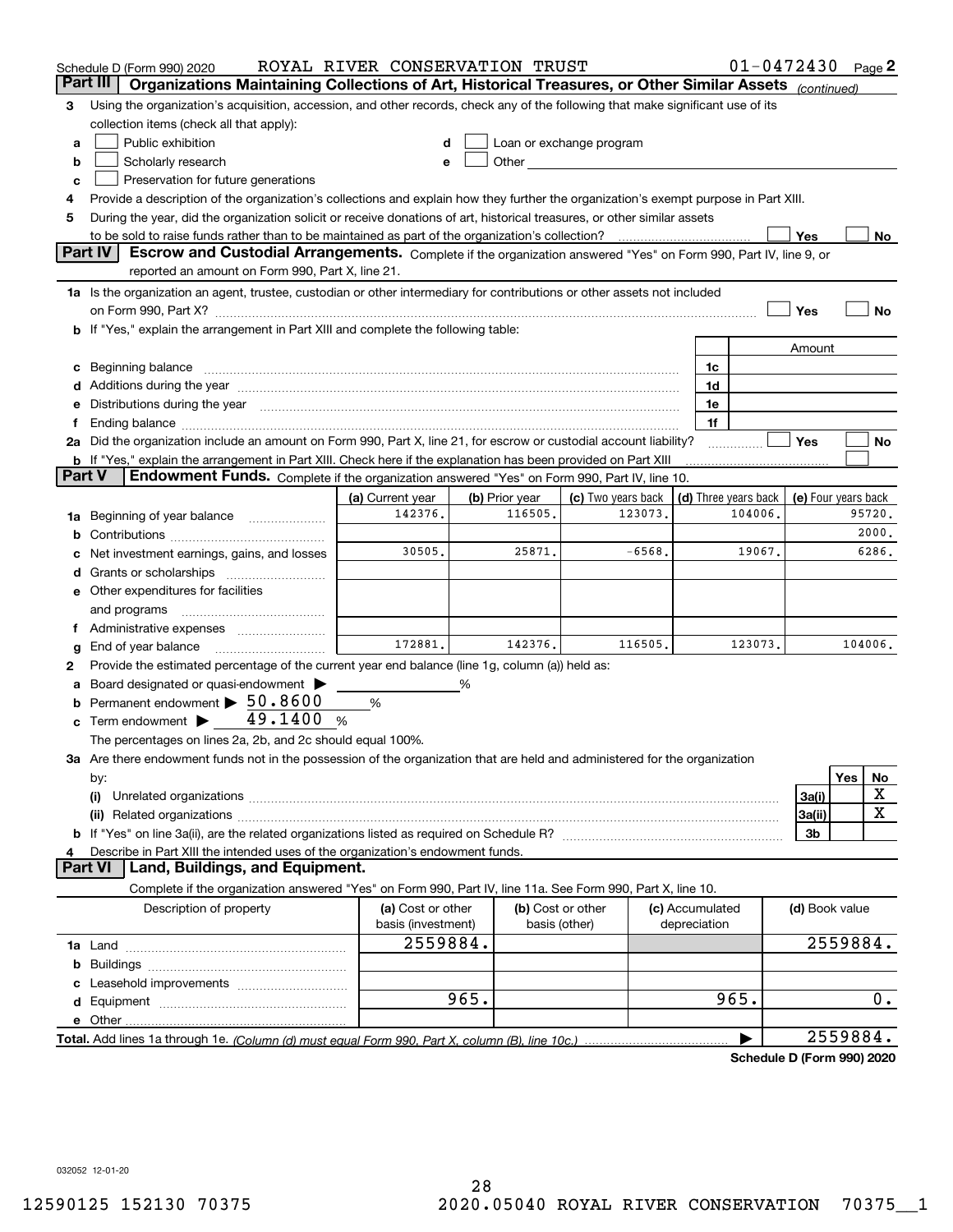Schedule D (Form 990) 2020 ROYAL RIVER CONSERVATION TRUST 01-0472430 Page 2

## Part III Organizations Maintaining Collections of Art, Historical Treasures, or Other Similar Assets *(continued)*

3 Using the organization's acquisition, accession, and other records, check any of the following that make significant use of its collection items (check all that apply):

- a ☐ Public exhibition
- b ☐ Scholarly research
- c ☐ Preservation for future generations
- d ☐ Loan or exchange program
- e ☐ Other

4 Provide a description of the organization's collections and explain how they further the organization's exempt purpose in Part XIII.

5 During the year, did the organization solicit or receive donations of art, historical treasures, or other similar assets to be sold to raise funds rather than to be maintained as part of the organization's collection? ☐ Yes ☐ No

## Part IV Escrow and Custodial Arrangements.

Complete if the organization answered "Yes" on Form 990, Part IV, line 9, or reported an amount on Form 990, Part X, line 21.

1a Is the organization an agent, trustee, custodian or other intermediary for contributions or other assets not included on Form 990, Part X? ☐ Yes ☐ No

b If "Yes," explain the arrangement in Part XIII and complete the following table:

| | | Amount |
|---|---|---|
| c Beginning balance | 1c | |
| d Additions during the year | 1d | |
| e Distributions during the year | 1e | |
| f Ending balance | 1f | |

2a Did the organization include an amount on Form 990, Part X, line 21, for escrow or custodial account liability? ☐ Yes ☐ No

b If "Yes," explain the arrangement in Part XIII. Check here if the explanation has been provided on Part XIII ☐

## Part V Endowment Funds.

Complete if the organization answered "Yes" on Form 990, Part IV, line 10.

| | (a) Current year | (b) Prior year | (c) Two years back | (d) Three years back | (e) Four years back |
|---|---|---|---|---|---|
| 1a Beginning of year balance | 142376. | 116505. | 123073. | 104006. | 95720. |
| b Contributions | | | | | 2000. |
| c Net investment earnings, gains, and losses | 30505. | 25871. | -6568. | 19067. | 6286. |
| d Grants or scholarships | | | | | |
| e Other expenditures for facilities and programs | | | | | |
| f Administrative expenses | | | | | |
| g End of year balance | 172881. | 142376. | 116505. | 123073. | 104006. |

2 Provide the estimated percentage of the current year end balance (line 1g, column (a)) held as:

- a Board designated or quasi-endowment ▶ ______ %
- b Permanent endowment ▶ 50.8600 %
- c Term endowment ▶ 49.1400 %

The percentages on lines 2a, 2b, and 2c should equal 100%.

3a Are there endowment funds not in the possession of the organization that are held and administered for the organization by:

| | | Yes | No |
|---|---|---|---|
| (i) Unrelated organizations | 3a(i) | | X |
| (ii) Related organizations | 3a(ii) | | X |
| b If "Yes" on line 3a(ii), are the related organizations listed as required on Schedule R? | 3b | | |

4 Describe in Part XIII the intended uses of the organization's endowment funds.

## Part VI Land, Buildings, and Equipment.

Complete if the organization answered "Yes" on Form 990, Part IV, line 11a. See Form 990, Part X, line 10.

| Description of property | (a) Cost or other basis (investment) | (b) Cost or other basis (other) | (c) Accumulated depreciation | (d) Book value |
|---|---|---|---|---|
| 1a Land | 2559884. | | | 2559884. |
| b Buildings | | | | |
| c Leasehold improvements | | | | |
| d Equipment | 965. | | 965. | 0. |
| e Other | | | | |
| **Total.** Add lines 1a through 1e. *(Column (d) must equal Form 990, Part X, column (B), line 10c.)* | | | ▶ | 2559884. |

**Schedule D (Form 990) 2020**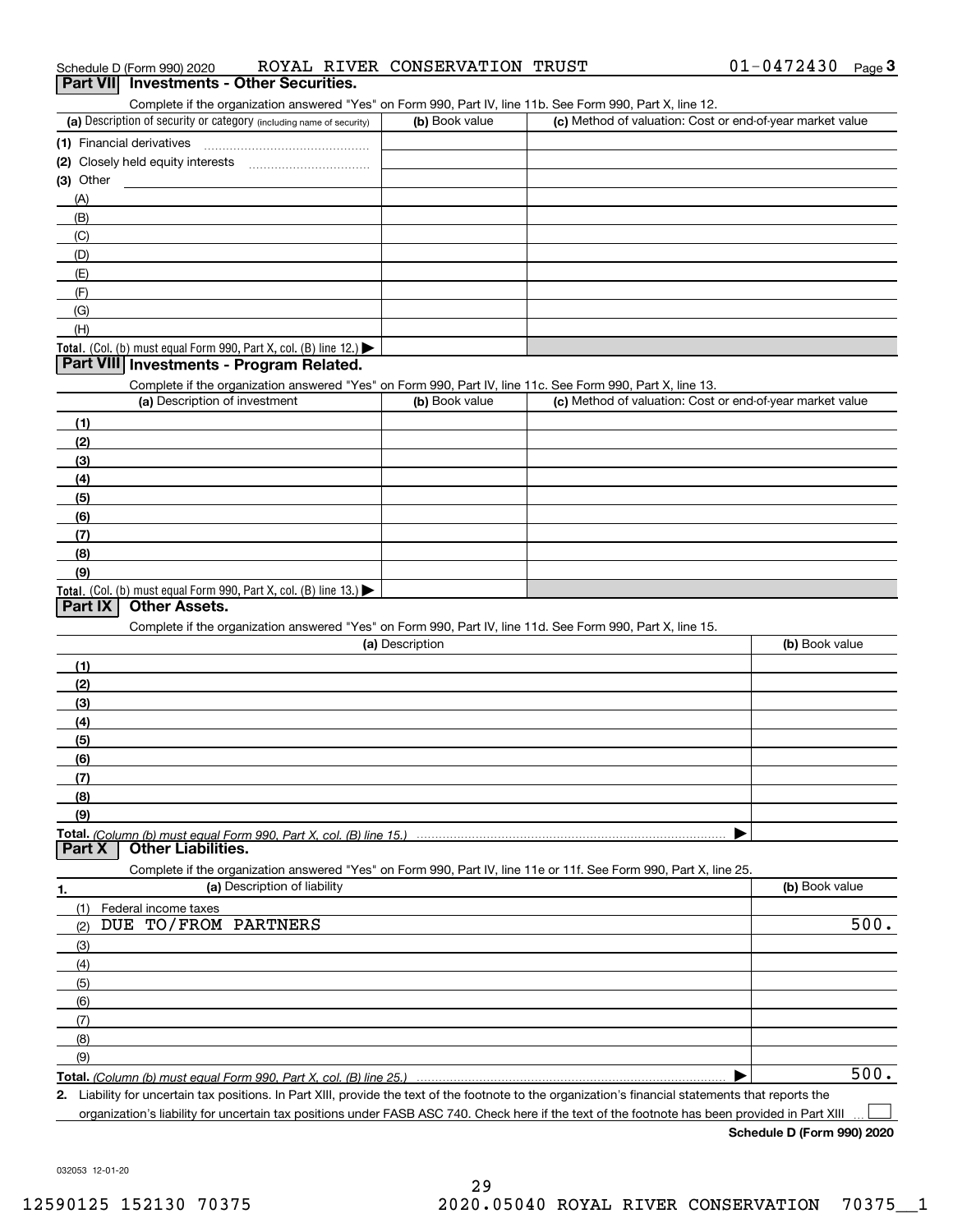Schedule D (Form 990) 2020 ROYAL RIVER CONSERVATION TRUST 01-0472430 Page 3

## Part VII Investments - Other Securities.

Complete if the organization answered "Yes" on Form 990, Part IV, line 11b. See Form 990, Part X, line 12.

| (a) Description of security or category (including name of security) | (b) Book value | (c) Method of valuation: Cost or end-of-year market value |
|---|---|---|
| (1) Financial derivatives | | |
| (2) Closely held equity interests | | |
| (3) Other | | |
| (A) | | |
| (B) | | |
| (C) | | |
| (D) | | |
| (E) | | |
| (F) | | |
| (G) | | |
| (H) | | |
| **Total.** (Col. (b) must equal Form 990, Part X, col. (B) line 12.) | | |

## Part VIII Investments - Program Related.

Complete if the organization answered "Yes" on Form 990, Part IV, line 11c. See Form 990, Part X, line 13.

| (a) Description of investment | (b) Book value | (c) Method of valuation: Cost or end-of-year market value |
|---|---|---|
| (1) | | |
| (2) | | |
| (3) | | |
| (4) | | |
| (5) | | |
| (6) | | |
| (7) | | |
| (8) | | |
| (9) | | |
| **Total.** (Col. (b) must equal Form 990, Part X, col. (B) line 13.) | | |

## Part IX Other Assets.

Complete if the organization answered "Yes" on Form 990, Part IV, line 11d. See Form 990, Part X, line 15.

| (a) Description | (b) Book value |
|---|---|
| (1) | |
| (2) | |
| (3) | |
| (4) | |
| (5) | |
| (6) | |
| (7) | |
| (8) | |
| (9) | |
| **Total.** *(Column (b) must equal Form 990, Part X, col. (B) line 15.)* | |

## Part X Other Liabilities.

Complete if the organization answered "Yes" on Form 990, Part IV, line 11e or 11f. See Form 990, Part X, line 25.

| 1. (a) Description of liability | (b) Book value |
|---|---|
| (1) Federal income taxes | |
| (2) DUE TO/FROM PARTNERS | 500. |
| (3) | |
| (4) | |
| (5) | |
| (6) | |
| (7) | |
| (8) | |
| (9) | |
| **Total.** *(Column (b) must equal Form 990, Part X, col. (B) line 25.)* | 500. |

2. Liability for uncertain tax positions. In Part XIII, provide the text of the footnote to the organization's financial statements that reports the organization's liability for uncertain tax positions under FASB ASC 740. Check here if the text of the footnote has been provided in Part XIII ☐

**Schedule D (Form 990) 2020**

032053 12-01-20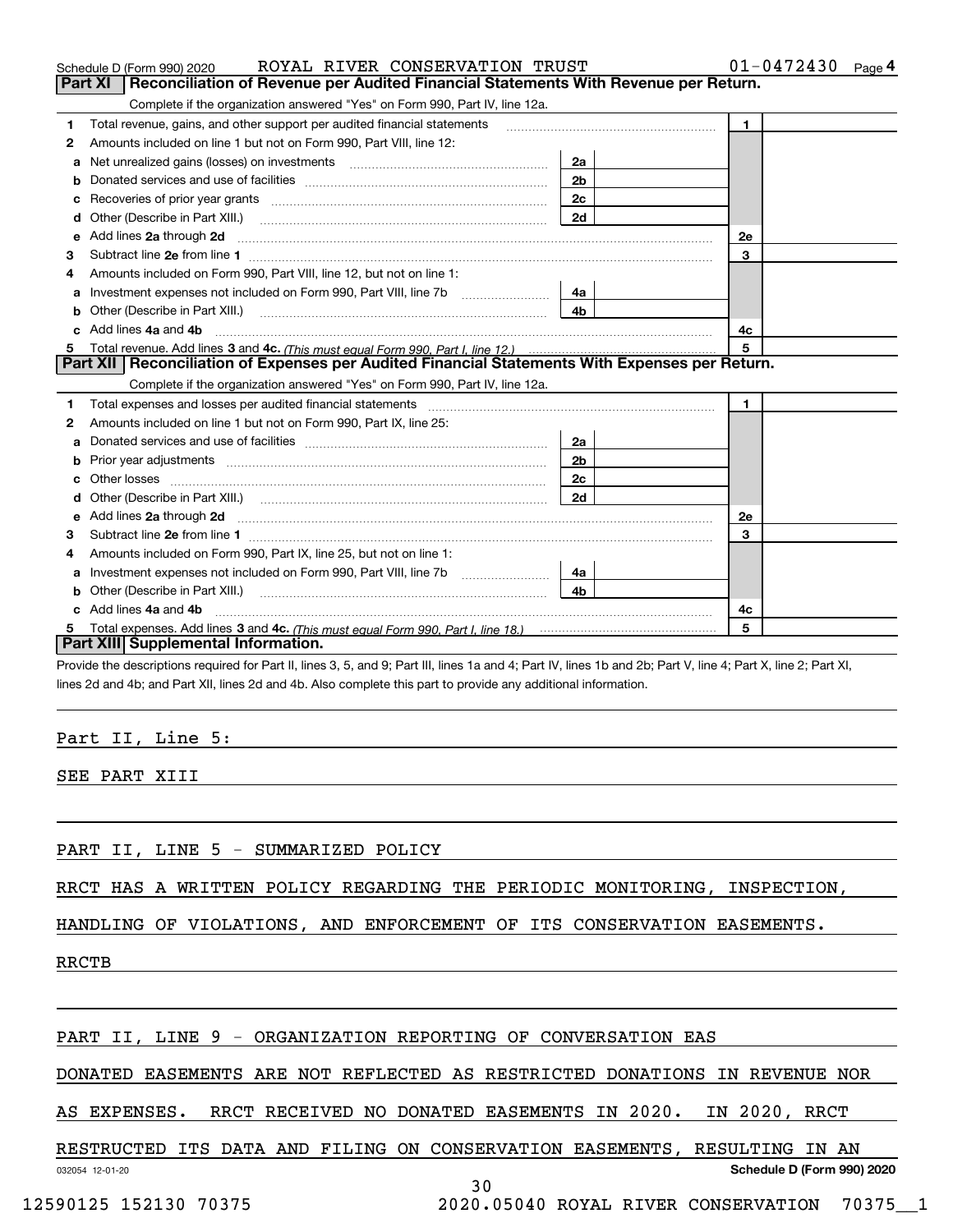Schedule D (Form 990) 2020 ROYAL RIVER CONSERVATION TRUST 01-0472430 Page 4

## Part XI Reconciliation of Revenue per Audited Financial Statements With Revenue per Return.

Complete if the organization answered "Yes" on Form 990, Part IV, line 12a.

| | | | | | |
|---|---|---|---|---|---|
| 1 | Total revenue, gains, and other support per audited financial statements | | | 1 | |
| 2 | Amounts included on line 1 but not on Form 990, Part VIII, line 12: | | | | |
| a | Net unrealized gains (losses) on investments | 2a | | | |
| b | Donated services and use of facilities | 2b | | | |
| c | Recoveries of prior year grants | 2c | | | |
| d | Other (Describe in Part XIII.) | 2d | | | |
| e | Add lines 2a through 2d | | | 2e | |
| 3 | Subtract line 2e from line 1 | | | 3 | |
| 4 | Amounts included on Form 990, Part VIII, line 12, but not on line 1: | | | | |
| a | Investment expenses not included on Form 990, Part VIII, line 7b | 4a | | | |
| b | Other (Describe in Part XIII.) | 4b | | | |
| c | Add lines 4a and 4b | | | 4c | |
| 5 | Total revenue. Add lines 3 and 4c. *(This must equal Form 990, Part I, line 12.)* | | | 5 | |

## Part XII Reconciliation of Expenses per Audited Financial Statements With Expenses per Return.

Complete if the organization answered "Yes" on Form 990, Part IV, line 12a.

| | | | | | |
|---|---|---|---|---|---|
| 1 | Total expenses and losses per audited financial statements | | | 1 | |
| 2 | Amounts included on line 1 but not on Form 990, Part IX, line 25: | | | | |
| a | Donated services and use of facilities | 2a | | | |
| b | Prior year adjustments | 2b | | | |
| c | Other losses | 2c | | | |
| d | Other (Describe in Part XIII.) | 2d | | | |
| e | Add lines 2a through 2d | | | 2e | |
| 3 | Subtract line 2e from line 1 | | | 3 | |
| 4 | Amounts included on Form 990, Part IX, line 25, but not on line 1: | | | | |
| a | Investment expenses not included on Form 990, Part VIII, line 7b | 4a | | | |
| b | Other (Describe in Part XIII.) | 4b | | | |
| c | Add lines 4a and 4b | | | 4c | |
| 5 | Total expenses. Add lines 3 and 4c. *(This must equal Form 990, Part I, line 18.)* | | | 5 | |

## Part XIII Supplemental Information.

Provide the descriptions required for Part II, lines 3, 5, and 9; Part III, lines 1a and 4; Part IV, lines 1b and 2b; Part V, line 4; Part X, line 2; Part XI, lines 2d and 4b; and Part XII, lines 2d and 4b. Also complete this part to provide any additional information.

Part II, Line 5:

SEE PART XIII

PART II, LINE 5 - SUMMARIZED POLICY

RRCT HAS A WRITTEN POLICY REGARDING THE PERIODIC MONITORING, INSPECTION, HANDLING OF VIOLATIONS, AND ENFORCEMENT OF ITS CONSERVATION EASEMENTS.

RRCTB

PART II, LINE 9 - ORGANIZATION REPORTING OF CONVERSATION EAS

DONATED EASEMENTS ARE NOT REFLECTED AS RESTRICTED DONATIONS IN REVENUE NOR AS EXPENSES. RRCT RECEIVED NO DONATED EASEMENTS IN 2020. IN 2020, RRCT RESTRUCTED ITS DATA AND FILING ON CONSERVATION EASEMENTS, RESULTING IN AN

032054 12-01-20 Schedule D (Form 990) 2020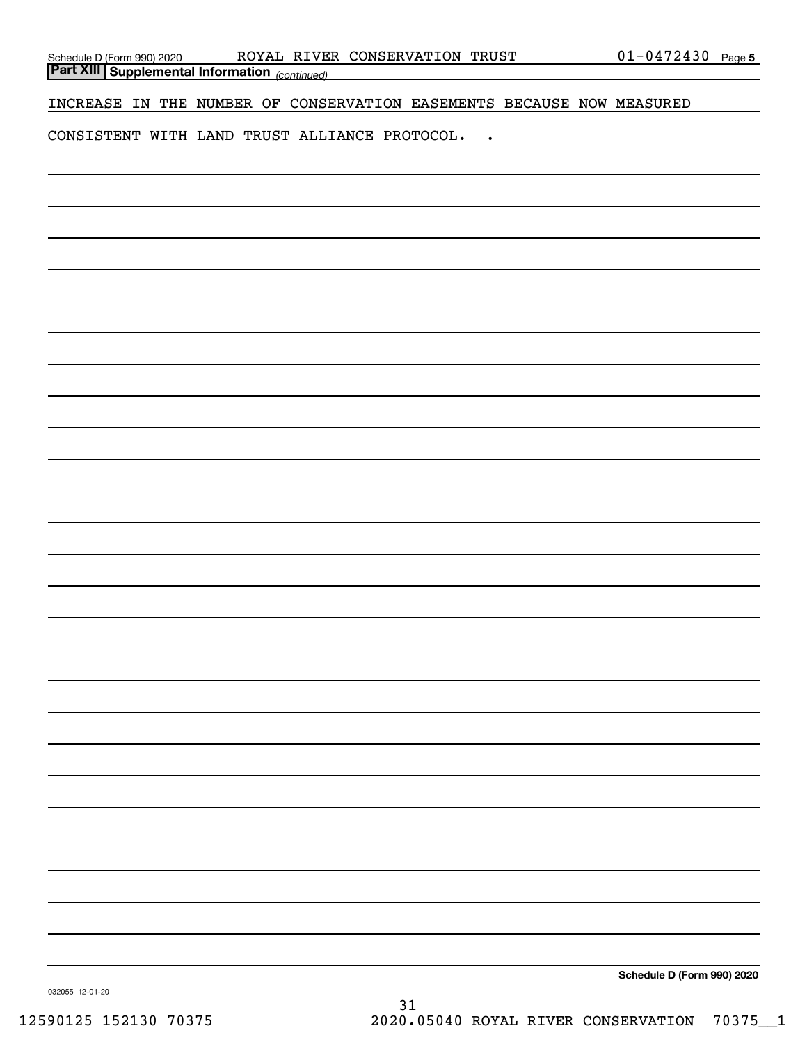## Part XIII Supplemental Information *(continued)*

INCREASE IN THE NUMBER OF CONSERVATION EASEMENTS BECAUSE NOW MEASURED CONSISTENT WITH LAND TRUST ALLIANCE PROTOCOL. .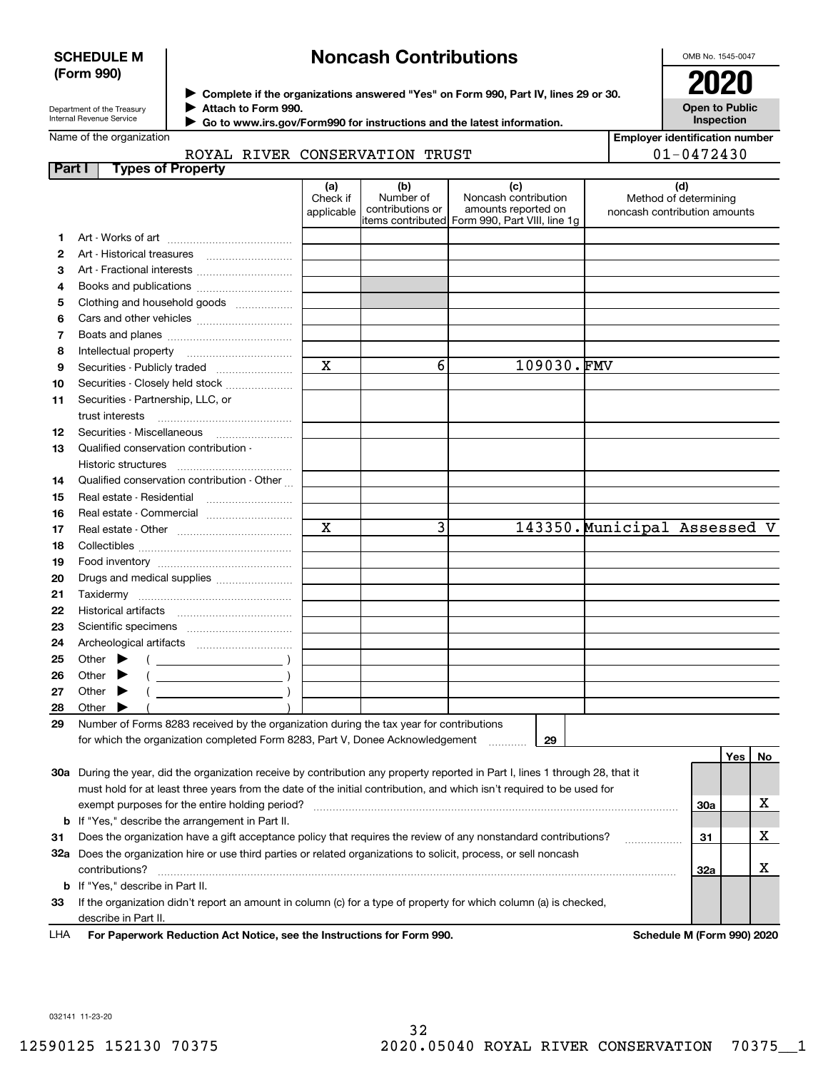**SCHEDULE M (Form 990)**

Department of the Treasury
Internal Revenue Service

# Noncash Contributions

▶ Complete if the organizations answered "Yes" on Form 990, Part IV, lines 29 or 30.
▶ Attach to Form 990.
▶ Go to www.irs.gov/Form990 for instructions and the latest information.

OMB No. 1545-0047

**2020**

**Open to Public Inspection**

Name of the organization: ROYAL RIVER CONSERVATION TRUST

Employer identification number: 01-0472430

**Part I Types of Property**

| | | (a) Check if applicable | (b) Number of contributions or items contributed | (c) Noncash contribution amounts reported on Form 990, Part VIII, line 1g | (d) Method of determining noncash contribution amounts |
|---|---|---|---|---|---|
| 1 | Art - Works of art | | | | |
| 2 | Art - Historical treasures | | | | |
| 3 | Art - Fractional interests | | | | |
| 4 | Books and publications | | | | |
| 5 | Clothing and household goods | | | | |
| 6 | Cars and other vehicles | | | | |
| 7 | Boats and planes | | | | |
| 8 | Intellectual property | | | | |
| 9 | Securities - Publicly traded | X | 6 | 109030. | FMV |
| 10 | Securities - Closely held stock | | | | |
| 11 | Securities - Partnership, LLC, or trust interests | | | | |
| 12 | Securities - Miscellaneous | | | | |
| 13 | Qualified conservation contribution - Historic structures | | | | |
| 14 | Qualified conservation contribution - Other | | | | |
| 15 | Real estate - Residential | | | | |
| 16 | Real estate - Commercial | | | | |
| 17 | Real estate - Other | X | 3 | 143350. | Municipal Assessed V |
| 18 | Collectibles | | | | |
| 19 | Food inventory | | | | |
| 20 | Drugs and medical supplies | | | | |
| 21 | Taxidermy | | | | |
| 22 | Historical artifacts | | | | |
| 23 | Scientific specimens | | | | |
| 24 | Archeological artifacts | | | | |
| 25 | Other ▶ ( ) | | | | |
| 26 | Other ▶ ( ) | | | | |
| 27 | Other ▶ ( ) | | | | |
| 28 | Other ▶ ( ) | | | | |

29 Number of Forms 8283 received by the organization during the tax year for contributions for which the organization completed Form 8283, Part V, Donee Acknowledgement ..... 29

| | | | Yes | No |
|---|---|---|---|---|
| 30a | During the year, did the organization receive by contribution any property reported in Part I, lines 1 through 28, that it must hold for at least three years from the date of the initial contribution, and which isn't required to be used for exempt purposes for the entire holding period? | 30a | | X |
| b | If "Yes," describe the arrangement in Part II. | | | |
| 31 | Does the organization have a gift acceptance policy that requires the review of any nonstandard contributions? | 31 | | X |
| 32a | Does the organization hire or use third parties or related organizations to solicit, process, or sell noncash contributions? | 32a | | X |
| b | If "Yes," describe in Part II. | | | |
| 33 | If the organization didn't report an amount in column (c) for a type of property for which column (a) is checked, describe in Part II. | | | |

LHA **For Paperwork Reduction Act Notice, see the Instructions for Form 990.** **Schedule M (Form 990) 2020**

032141 11-23-20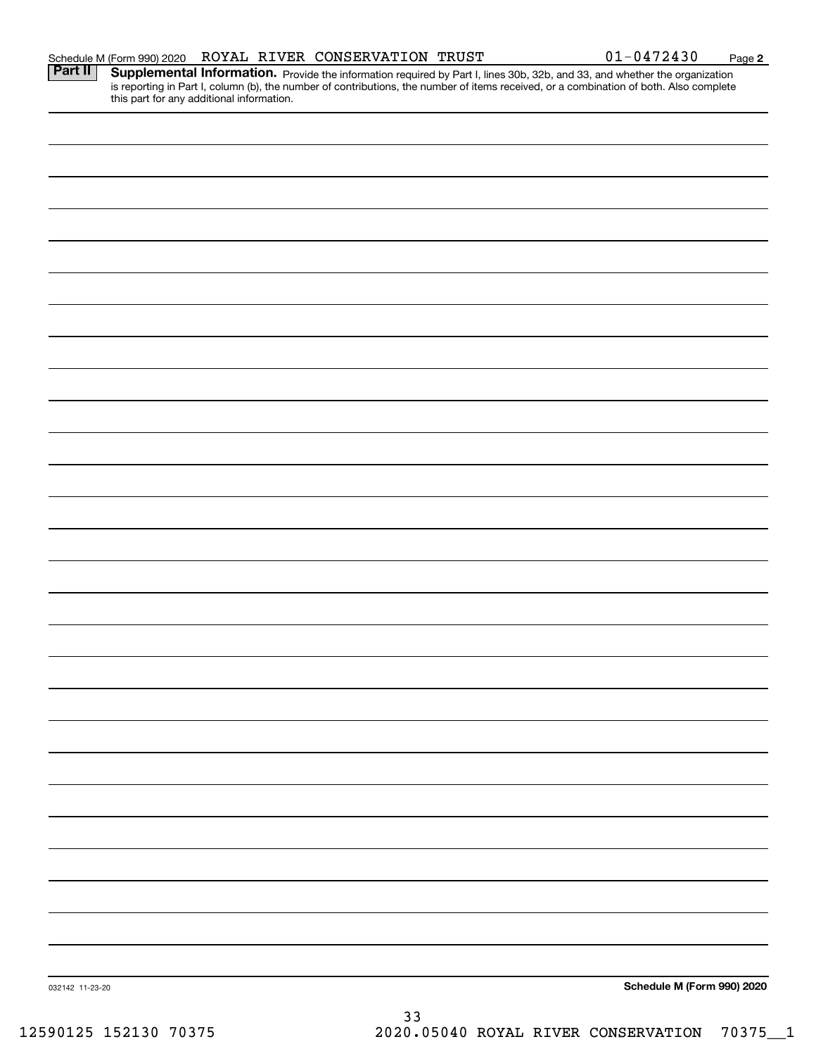Schedule M (Form 990) 2020 ROYAL RIVER CONSERVATION TRUST 01-0472430 Page **2**

**Part II** **Supplemental Information.** Provide the information required by Part I, lines 30b, 32b, and 33, and whether the organization is reporting in Part I, column (b), the number of contributions, the number of items received, or a combination of both. Also complete this part for any additional information.

032142 11-23-20 **Schedule M (Form 990) 2020**

12590125 152130 70375 2020.05040 ROYAL RIVER CONSERVATION 70375__1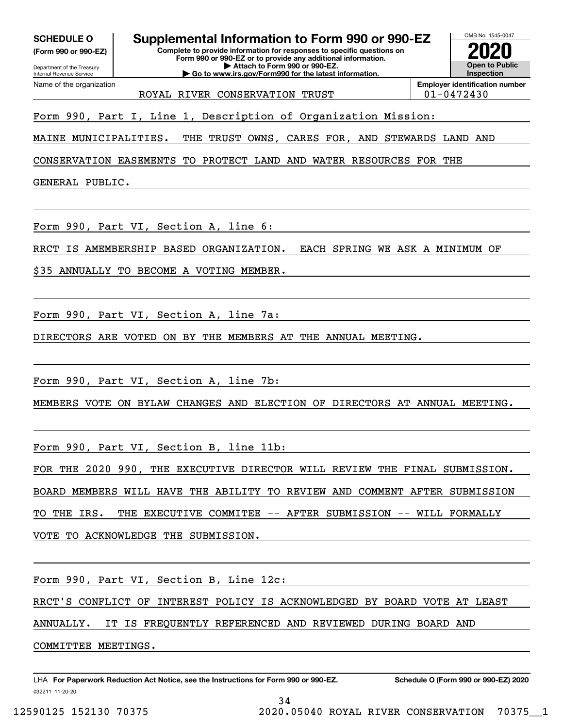**SCHEDULE O**
**(Form 990 or 990-EZ)**

Department of the Treasury
Internal Revenue Service

# Supplemental Information to Form 990 or 990-EZ

**Complete to provide information for responses to specific questions on Form 990 or 990-EZ or to provide any additional information.**
**▶ Attach to Form 990 or 990-EZ.**
**▶ Go to www.irs.gov/Form990 for the latest information.**

OMB No. 1545-0047

**2020**

**Open to Public Inspection**

| Name of the organization | Employer identification number |
|---|---|
| ROYAL RIVER CONSERVATION TRUST | 01-0472430 |

Form 990, Part I, Line 1, Description of Organization Mission:

MAINE MUNICIPALITIES. THE TRUST OWNS, CARES FOR, AND STEWARDS LAND AND CONSERVATION EASEMENTS TO PROTECT LAND AND WATER RESOURCES FOR THE GENERAL PUBLIC.

Form 990, Part VI, Section A, line 6:

RRCT IS AMEMBERSHIP BASED ORGANIZATION. EACH SPRING WE ASK A MINIMUM OF $35 ANNUALLY TO BECOME A VOTING MEMBER.

Form 990, Part VI, Section A, line 7a:

DIRECTORS ARE VOTED ON BY THE MEMBERS AT THE ANNUAL MEETING.

Form 990, Part VI, Section A, line 7b:

MEMBERS VOTE ON BYLAW CHANGES AND ELECTION OF DIRECTORS AT ANNUAL MEETING.

Form 990, Part VI, Section B, line 11b:

FOR THE 2020 990, THE EXECUTIVE DIRECTOR WILL REVIEW THE FINAL SUBMISSION. BOARD MEMBERS WILL HAVE THE ABILITY TO REVIEW AND COMMENT AFTER SUBMISSION TO THE IRS. THE EXECUTIVE COMMITEE -- AFTER SUBMISSION -- WILL FORMALLY VOTE TO ACKNOWLEDGE THE SUBMISSION.

Form 990, Part VI, Section B, Line 12c:

RRCT'S CONFLICT OF INTEREST POLICY IS ACKNOWLEDGED BY BOARD VOTE AT LEAST ANNUALLY. IT IS FREQUENTLY REFERENCED AND REVIEWED DURING BOARD AND COMMITTEE MEETINGS.

LHA **For Paperwork Reduction Act Notice, see the Instructions for Form 990 or 990-EZ.** **Schedule O (Form 990 or 990-EZ) 2020**
032211 11-20-20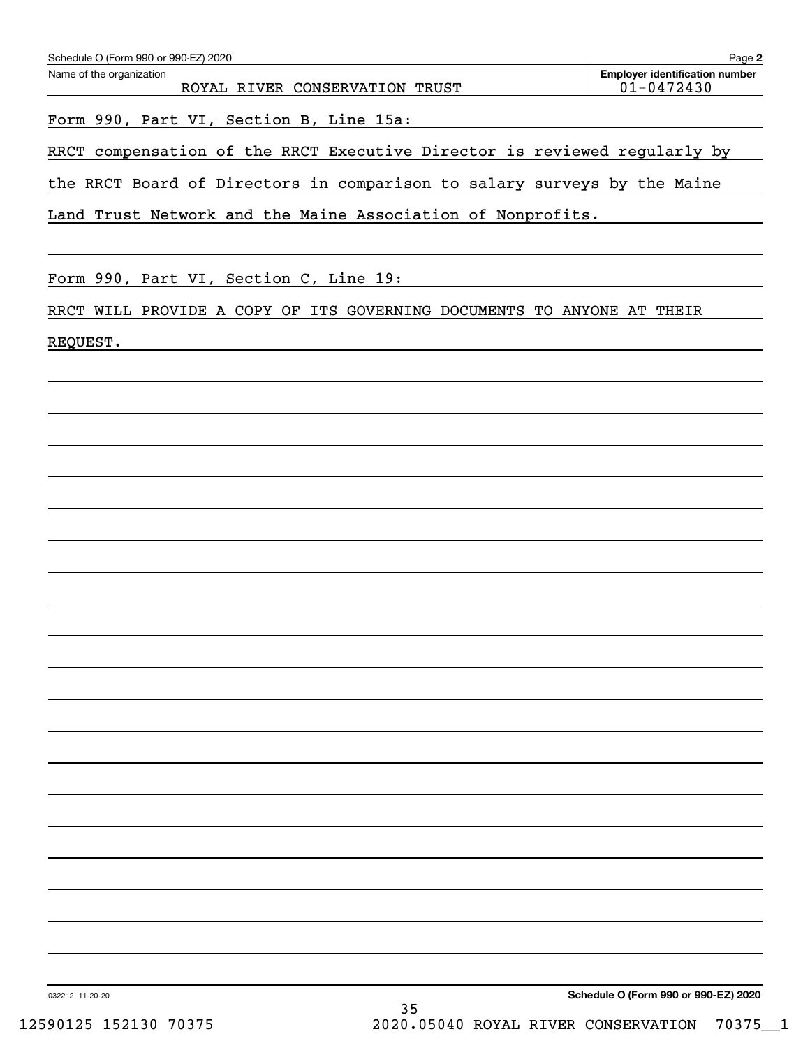Name of the organization: ROYAL RIVER CONSERVATION TRUST

Employer identification number: 01-0472430

Form 990, Part VI, Section B, Line 15a:

RRCT compensation of the RRCT Executive Director is reviewed regularly by the RRCT Board of Directors in comparison to salary surveys by the Maine Land Trust Network and the Maine Association of Nonprofits.

Form 990, Part VI, Section C, Line 19:

RRCT WILL PROVIDE A COPY OF ITS GOVERNING DOCUMENTS TO ANYONE AT THEIR REQUEST.